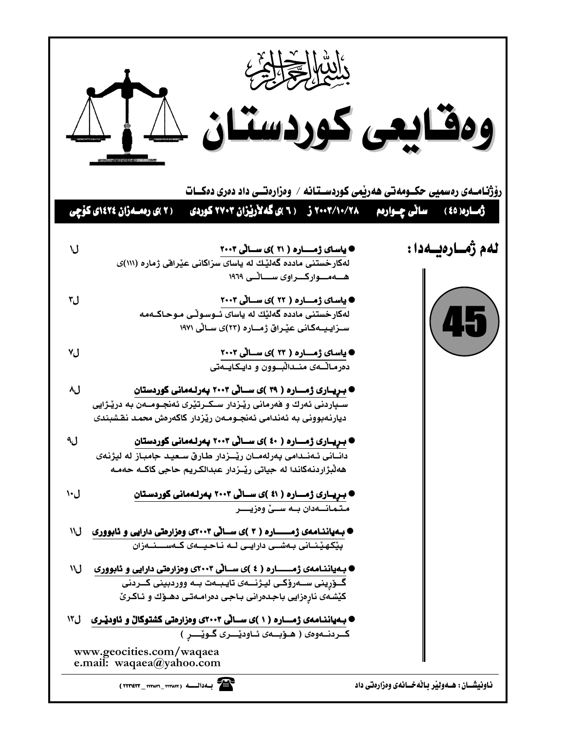بسم الله الرحمن الرحيم

# وەقایعی کوردستان

**ڕۆژنامەی ڕەسمیی حکومەتی هەرێمی کوردستانە / وەزارەتی داد دەری دەکات**

**ژمارە(٤٥) ساڵی چوارەم ٢٠٠٣/١٠/٢٨ ز (٦)ی گەلاڕێزان ٢٧٠٣ کوردی (٢)ی ڕەمەزان ١٤٢٤ی کۆچی**

## لەم ژمارەیەدا :

45

- **یاسای ژمارە (٢١)ی ساڵی ٢٠٠٣** ل١
  لەکارخستنی مادده گەلێك لە یاسای سزاکانی عێراقی ژمارە (١١١)ی هەموارکراوی ساڵی ١٩٦٩

- **یاسای ژمارە (٢٢)ی ساڵی ٢٠٠٣** ل٣
  لەکارخستنی مادده گەلێك لە یاسای ئوسوڵی موحاکەمە سزاییەکانی عێراق ژمارە (٢٣)ی ساڵی ١٩٧١

- **یاسای ژمارە (٢٣)ی ساڵی ٢٠٠٣** ل٧
  دەرماڵەی مندالبوون و دایکایەتی

- **بڕیاری ژمارە (٣٩)ی ساڵی ٢٠٠٣ پەرلەمانی کوردستان** ل٨
  سپاردنی ئەرك و فەرمانی ڕێزدار سکرتێری ئەنجومەن بە درێژایی دیارنەبوونی بە ئەندامی ئەنجومەن ڕێزدار کاکەڕەش محمد نقشبندی

- **بڕیاری ژمارە (٤٠)ی ساڵی ٢٠٠٣ پەرلەمانی کوردستان** ل٩
  دانانی ئەندامی پەرلەمان ڕێزدار طارق سعید جامباز لە لیژنەی هەڵبژاردنەکاندا لە جیاتی ڕێزدار عبدالکریم حاجی کاکە حەمە

- **بڕیاری ژمارە (٤١)ی ساڵی ٢٠٠٣ پەرلەمانی کوردستان** ل١٠
  متمانەدان بە سێ وەزیر

- **بەیاننامەی ژمارە (٣)ی ساڵی ٢٠٠٣ی وەزارەتی دارایی و ئابووری** ل١١
  پێکهێنانی بەشی دارایی لە ناحیەی کەسنەزان

- **بەیاننامەی ژمارە (٤)ی ساڵی ٢٠٠٣ی وەزارەتی دارایی و ئابووری** ل١١
  گۆڕینی سەرۆکی لیژنەی تایبەت بە ووردبینی کردنی کێشەی ناڕەزایی باجدەرانی باجی دەرامەتی دهۆك و ئاکرێ

- **بەیاننامەی ژمارە (١)ی ساڵی ٢٠٠٣ی وەزارەتی کشتوکاڵ و ئاودێری** ل١٢
  کردنەوەی ( هۆبەی ئاودێری گوێڕ )

www.geocities.com/waqaea
e.mail: waqaea@yahoo.com

ناونیشان: هەولێر باڵەخانەی وەزارەتی داد

بەدالە (٢٢٢١٨١٢_٢٢٢٨٦١_٢٢٢١٤٢٣)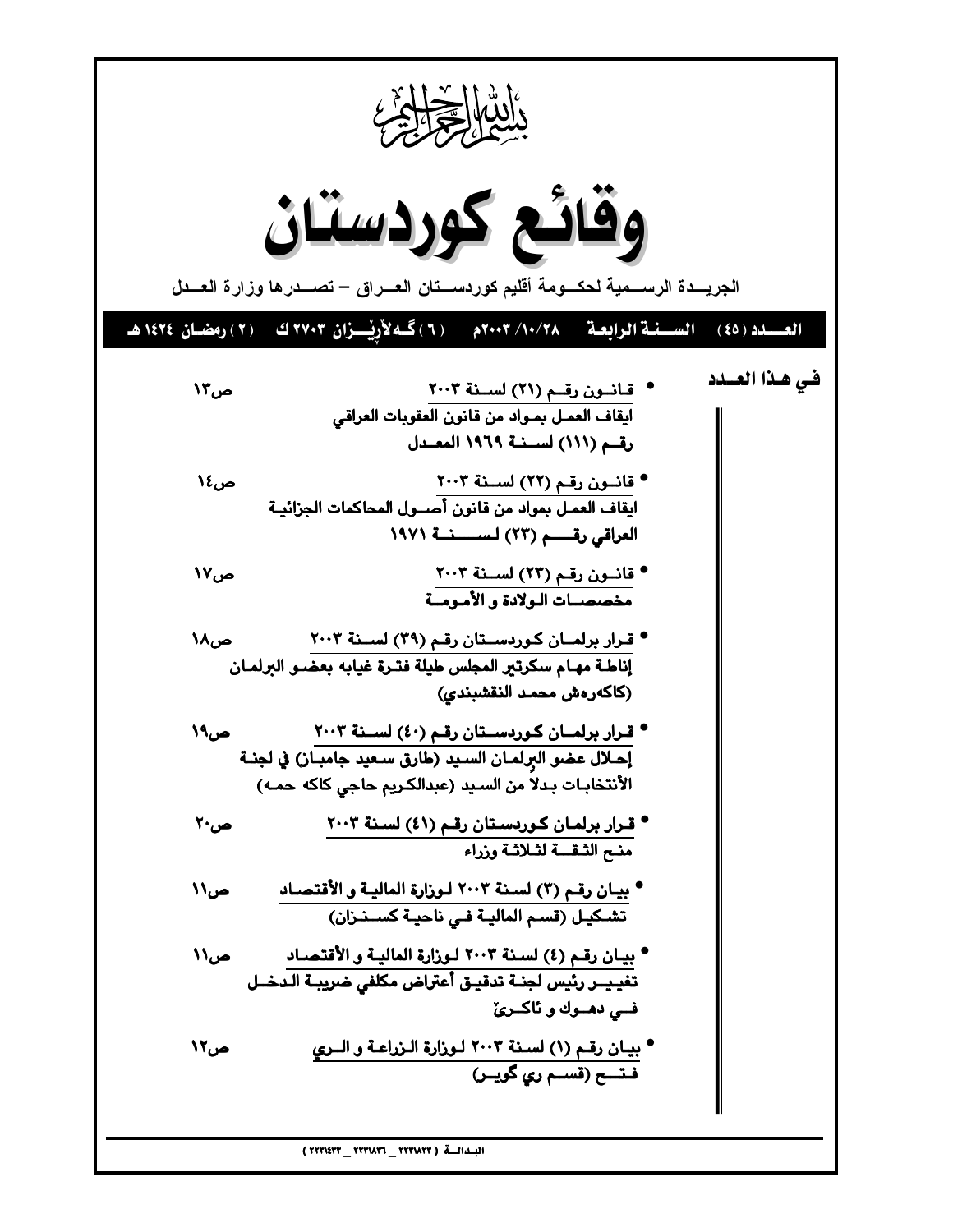بسم الله الرحمن الرحيم

# وقائع كوردستان

الجريـــدة الرســـمية لحكـــومة أقليم كوردســـتان العـــراق – تصـــدرها وزارة العـــدل

**العـــدد (٤٥) السـنـة الرابعة ٢٠٠٣/١٠/٢٨م (٦) گـەلاڕێـزان ٢٧٠٣ ك (٢) رمضـان ١٤٢٤ هـ**

## فـي هـذا العـدد

- قـانـون رقـم (٢١) لسـنة ٢٠٠٣ ص١٣
  ايقاف العمـل بمـواد من قانون العقوبات العراقي رقـم (١١١) لسـنـة ١٩٦٩ المعـدل

- قانـون رقـم (٢٢) لسـنة ٢٠٠٣ ص١٤
  ايقاف العمـل بمواد من قانون أصـول المحاكمات الجزائيـة العراقي رقـــم (٢٣) لســنـــة ١٩٧١

- قانـون رقـم (٢٣) لسـنة ٢٠٠٣ ص١٧
  مخصصـات الـولادة و الأمـومـة

- قـرار برلمـان كـوردسـتان رقـم (٣٩) لسـنة ٢٠٠٣ ص١٨
  إناطـة مهـام سكرتير المجلس طيلة فتـرة غيابه بعضـو البرلمـان (كاكەرەش محمـد النقشبندي)

- قـرار برلمـان كـوردسـتان رقـم (٤٠) لسـنة ٢٠٠٣ ص١٩
  إحـلال عضـو البرلمـان السـيد (طارق سـعيد جامبـان) في لجنـة الأنتخابـات بـدلاً من السـيد (عبدالكـريم حاجي كاكه حمـه)

- قـرار برلمـان كـوردسـتان رقـم (٤١) لسـنة ٢٠٠٣ ص٢٠
  منـح الثـقـــة لثـلاثـة وزراء

- بيـان رقـم (٣) لسـنة ٢٠٠٣ لـوزارة الماليـة و الأقتصـاد ص١١
  تشـكيـل (قسـم الماليـة فـي ناحيـة كسـنـزان)

- بيـان رقـم (٤) لسنة ٢٠٠٣ لـوزارة الماليـة و الأقتصـاد ص١١
  تغييـــر رئيس لجنـة تدقيـق أعتراض مكلفي ضريبـة الـدخـل فـــي دهـــوك و ئاكـرێ

- بيـان رقـم (١) لسنة ٢٠٠٣ لـوزارة الـزراعـة و الـري ص١٢
  فـتـــح (قسـم ري گويـر)

البـدالـة (٢٢٣١٨٢٣ _ ٢٢٣١٨٣٦ _ ٢٢٣١٤٣٣)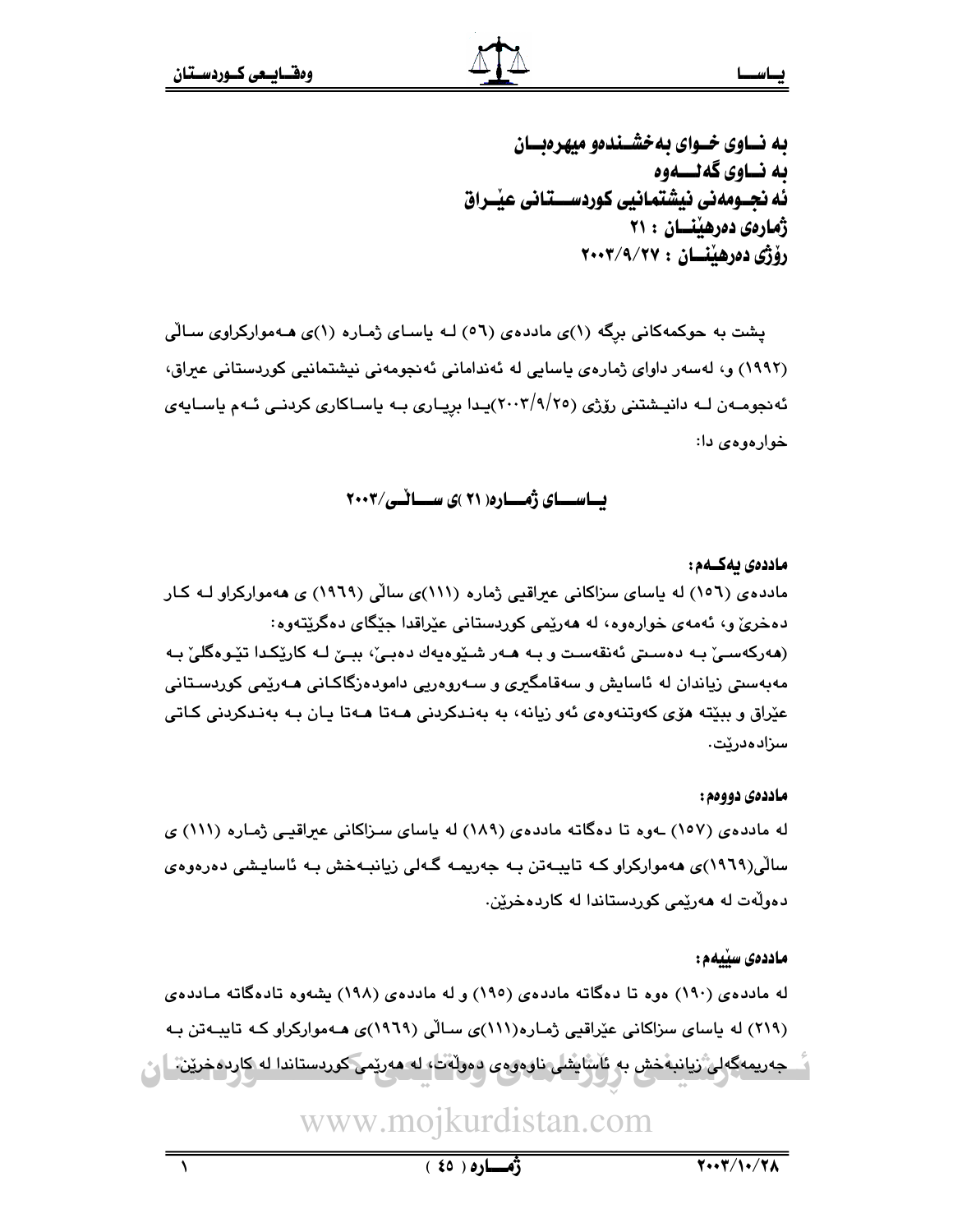**بە نــاوی خــوای بەخشــندەو میهرەبــان**
**بە نــاوی گەلـــەوە**
**ئە نجـومەنی نیشتمانیی کوردســـتانی عێـراق**
**ژمارەی دەرهێنــان : ٢١**
**رۆژی دەرهێنــان : ٢٠٠٣/٩/٢٧**

پشت بە حوکمەکانی بڕگە (١)ی ماددەی (٥٦) لـە یاسـای ژمـارە (١)ی هـەموارکراوی سـاڵی (١٩٩٢) و، لەسەر داوای ژمارەی یاسایی لە ئەندامانی ئەنجومەنی نیشتمانیی کوردستانی عیراق، ئەنجومـەن لـە دانیـشتنی رۆژی (٢٠٠٣/٩/٢٥)یـدا بڕیـاری بـە یاسـاکاری کردنـی ئـەم یاسـایەی خوارەوەی دا:

## یـاســـای ژمـــارە( ٢١ )ی ســـاڵـی/٢٠٠٣

**ماددەی یەکـەم:**

ماددەی (١٥٦) لە یاسای سزاکانی عیراقیی ژمارە (١١١)ی ساڵی (١٩٦٩) ی هەموارکراو لـە کـار دەخرێ و، ئەمەی خوارەوە، لە هەرێمی کوردستانی عێراقدا جێگای دەگرێتەوە:

(هەرکەسـێ بـە دەسـتی ئەنقەسـت و بـە هـەر شـێوەیەك دەبـێ، ببـێ لـە کارێکـدا تێـوەگلێ بـە مەبەستی زیاندان لە ئاسایش و سەقامگیری و سـەروەریی دامودەزگاکـانی هـەرێمی کوردسـتانی عێراق و ببێتە هۆی کەوتنەوەی ئەو زیانە، بە بەنـدکردنی هـەتا هـەتا یـان بـە بەنـدکردنی کـاتی سزادەدرێت.

**ماددەی دووەم:**

لە ماددەی (١٥٧) ـەوە تا دەگاتە ماددەی (١٨٩) لە یاسای سـزاکانی عیراقیـی ژمـارە (١١١) ی ساڵی(١٩٦٩)ی هەموارکراو کـە تایبـەتن بـە جەریمـە گـەلی زیانبـەخش بـە ئاسایـشی دەرەوەی دەوڵەت لە هەرێمی کوردستاندا لە کاردەخرێن.

**ماددەی سێیەم:**

لە ماددەی (١٩٠) ەوە تا دەگاتە ماددەی (١٩٥) و لە ماددەی (١٩٨) یشەوە تادەگاتە مـاددەی (٢١٩) لە یاسای سزاکانی عێراقیی ژمـارە(١١١)ی سـاڵی (١٩٦٩)ی هـەموارکراو کـە تایبـەتن بـە جەریمەگەلی زیانبەخش بە ئاسایشی ناوەوەی دەوڵەت، لە هەرێمی کوردستاندا لە کاردەخرێن.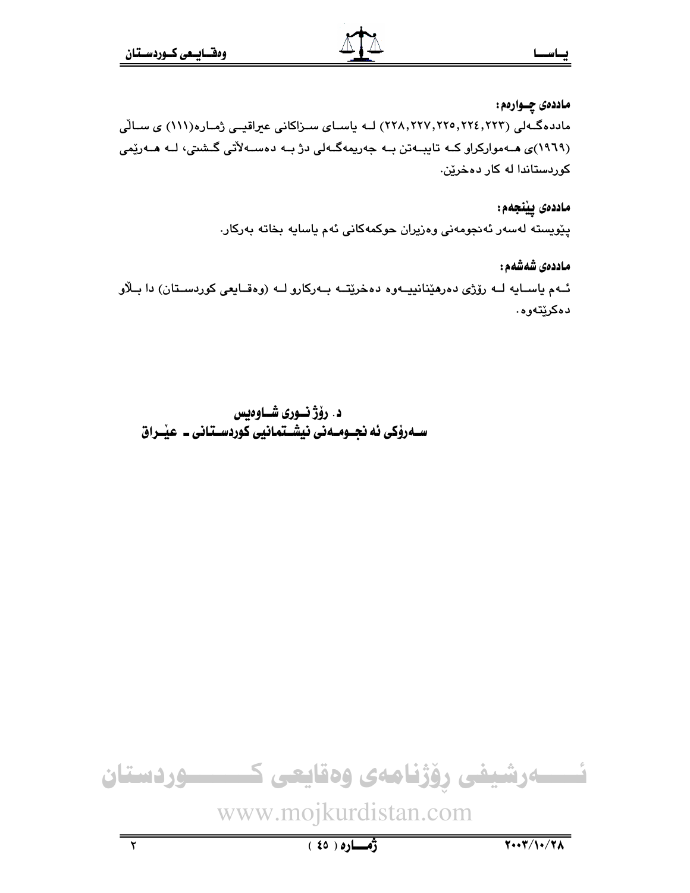**ماددەی چوارەم:**

ماددەگەلی (٢٢٨,٢٢٧,٢٢٥,٢٢٤,٢٢٣) لە یاسای سزاکانی عیراقیی ژمارە(١١١) ی ساڵی (١٩٦٩)ی هەموارکراو کە تایبەتن بە جەریمەگەلی دژ بە دەسەڵاتی گشتی، لە هەرێمی کوردستاندا لە کار دەخرێن.

**ماددەی پێنجەم:**

پێویستە لەسەر ئەنجومەنی وەزیران حوکمەکانی ئەم یاسایە بخاتە بەرکار.

**ماددەی شەشەم:**

ئەم یاسایە لە رۆژی دەرهێنانییەوە دەخرێتە بەرکارو لە (وەقایعی کوردستان) دا بڵاو دەکرێتەوە.

**د. رۆژ نوری شاوەیس**
**سەرۆکی ئەنجومەنی نیشتمانیی کوردستانی ـ عێراق**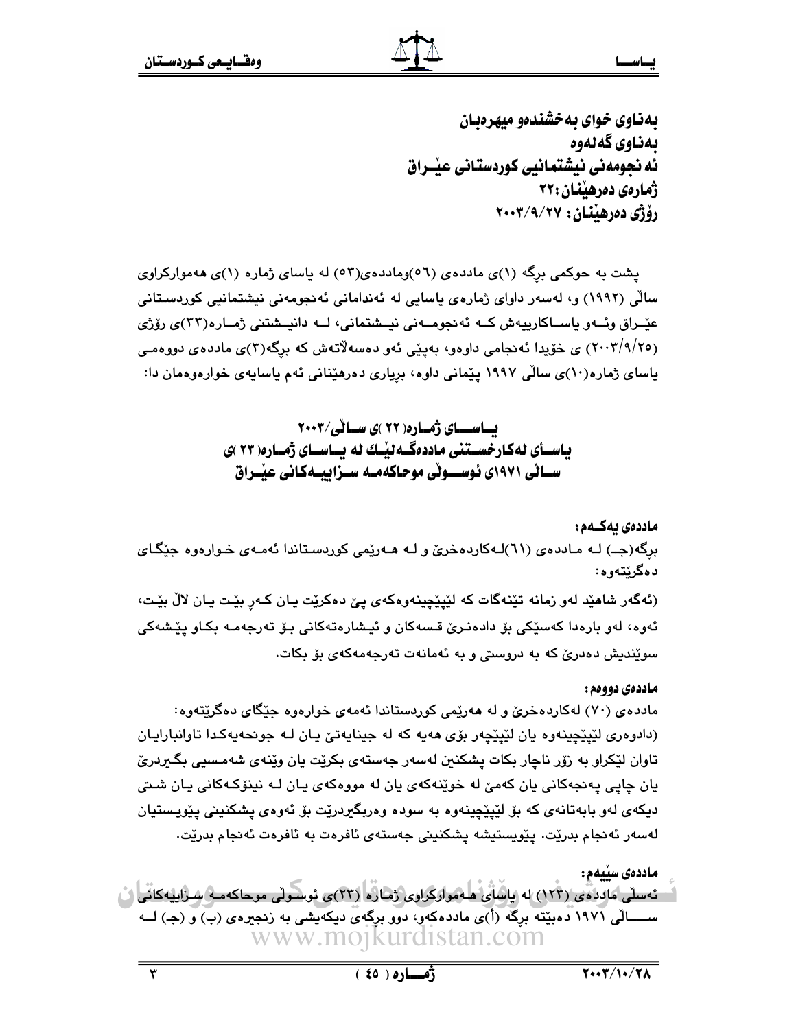بەناوی خوای بەخشندەو میهرەبان
بەناوی گەلەوە
ئە نجومەنی نیشتمانیی کوردستانی عێـراق
ژمارەی دەرهێنان: ٢٢
رۆژی دەرهێنان: ٢٠٠٣/٩/٢٧

پشت بە حوکمی برگە (١)ی ماددەی (٥٦)وماددەی(٥٣) لە یاسای ژمارە (١)ی هەموارکراوی ساڵی (١٩٩٢) و، لەسەر داوای ژمارەی یاسایی لە ئەندامانی ئەنجومەنی نیشتمانیی کوردستانی عێراق وئەو یاساکارییەش کە ئەنجومەنی نیشتمانی، لە دانیشتنی ژمارە(٣٣)ی رۆژی (٢٠٠٣/٩/٢٥) ی خۆیدا ئەنجامی داوەو، بەپێی ئەو دەسەڵاتەش کە برگە(٣)ی ماددەی دووەمی یاسای ژمارە(١٠)ی ساڵی ١٩٩٧ پێمانی داوە، بریاری دەرهێنانی ئەم یاسایەی خوارەوەمان دا:

## یاسای ژمارە( ٢٢ )ی ساڵی/٢٠٠٣
## یاسای لەکارخستنی ماددەگەلێك لە یاسای ژمارە( ٢٣ )ی ساڵی ١٩٧١ی ئوسوڵی موحاکەمە سزاییەکانی عێراق

**ماددەی یەکەم:**

برگە(جـ) لە ماددەی (٦١)لەکاردەخرێ و لە هەرێمی کوردستاندا ئەمەی خوارەوە جێگای دەگرێتەوە:

(ئەگەر شاهێد لەو زمانە تێنەگات کە لێپێچینەوەکەی پێ دەکرێت یان کەر بێت یان لاڵ بێت، ئەوە، لەو بارەدا کەسێکی بۆ دادەنرێ قسەکان و ئیشارەتەکانی بۆ تەرجەمە بکاو پێشەکی سوێندیش دەدرێ کە بە دروستی و بە ئەمانەت تەرجەمەکەی بۆ بکات.

**ماددەی دووەم:**

ماددەی (٧٠) لەکاردەخرێ و لە هەرێمی کوردستاندا ئەمەی خوارەوە جێگای دەگرێتەوە:

(دادوەری لێپێچینەوە یان لێپێچەر بۆی هەیە کە لە جینایەتێ یان لە جونحەیەکدا تاوانبارایان تاوان لێکراو بە زۆر ناچار بکات پشکنین لەسەر جەستەی بکرێت یان وێنەی شەمسیی بگیردرێ یان چاپی پەنجەکانی یان کەمێ لە خوێنەکەی یان لە مووەکەی یان لە نینۆکەکانی یان شتی دیکەی لەو بابەتانەی کە بۆ لێپێچینەوە بە سودە وەربگیردرێت بۆ ئەوەی پشکنینی پێویستیان لەسەر ئەنجام بدرێت. پێویستیشە پشکنینی جەستەی ئافرەت بە ئافرەت ئەنجام بدرێت.

**ماددەی سێیەم:**

ئەسڵی ماددەی (١٢٣) لە یاسای هەموارکراوی ژمارە (٢٣)ی ئوسوڵی موحاکەمە سزاییەکانی ساڵی ١٩٧١ دەبێتە برگە (أ)ی ماددەکەو، دوو برگەی دیکەیشی بە زنجیرەی (ب) و (جـ) لە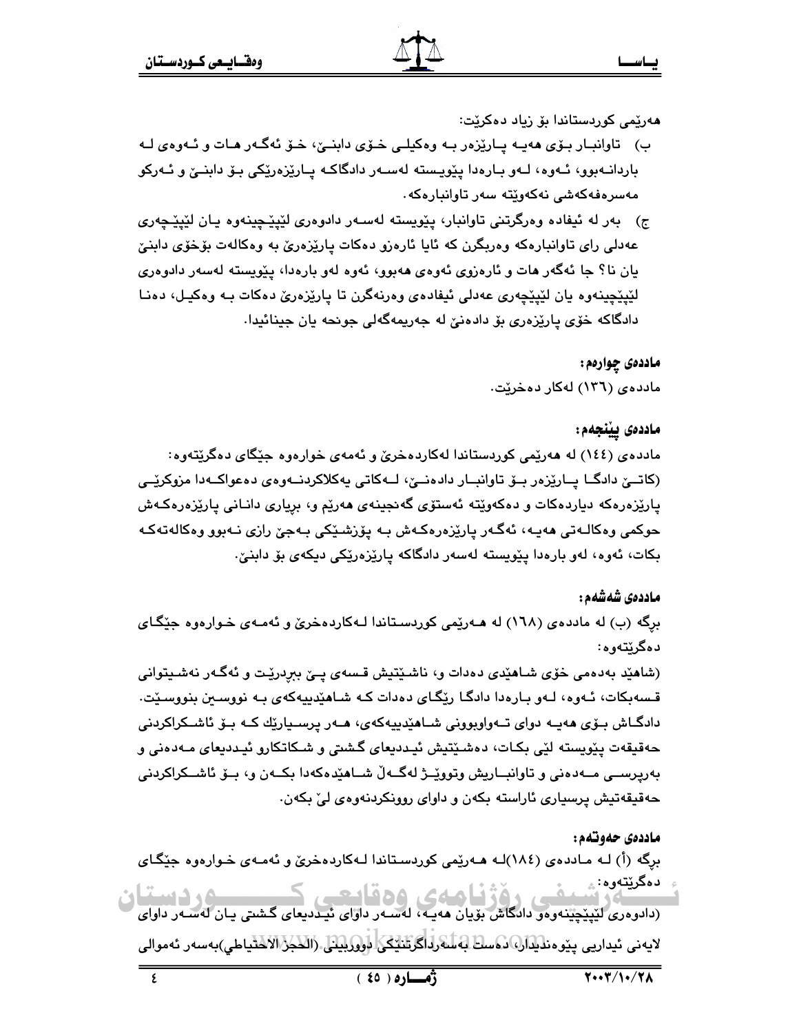هەرێمی کوردستاندا بۆ زیاد دەکرێت:

ب) تاوانبار بۆی هەیە پارێزەر بە وەکیلی خۆی دابنێ، خۆ ئەگەر هات و ئەوەی لە بارادنەبوو، ئەوە، لەو بارەدا پێویستە لەسەر دادگاکە پارێزەرێکی بۆ دابنێ و ئەرکو مەسرەفەکەشی نەکەوێتە سەر تاوانبارەکە.

ج) بەر لە ئیفادە وەرگرتنی تاوانبار، پێویستە لەسەر دادوەری لێپێچینەوە یان لێپێچەری عەدلی رای تاوانبارەکە وەربگرن کە ئایا ئارەزو دەکات پارێزەرێ بە وەکالەت بۆخۆی دابنێ یان نا؟ جا ئەگەر هات و ئارەزوی ئەوەی هەبوو، ئەوە لەو بارەدا، پێویستە لەسەر دادوەری لێپێچینەوە یان لێپێچەری عەدلی ئیفادەی وەرنەگرن تا پارێزەرێ دەکات بە وەکیل، دەنا دادگاکە خۆی پارێزەری بۆ دادەنێ لە جەریمەگەلی جونحە یان جینائیدا.

**ماددەی چوارەم:**

ماددەی (١٣٦) لەکار دەخرێت.

**ماددەی پێنجەم:**

ماددەی (١٤٤) لە هەرێمی کوردستاندا لەکاردەخرێ و ئەمەی خوارەوە جێگای دەگرێتەوە:
(کاتێ دادگا پارێزەر بۆ تاوانبار دادەنێ، لەکاتی یەکلاکردنەوەی دەعواکەدا مزوکرێی پارێزەرەکە دیاردەکات و دەکەوێتە ئەستۆی گەنجینەی هەرێم و، بڕیاری دانانی پارێزەرەکەش حوکمی وەکالەتی هەیە، ئەگەر پارێزەرەکەش بە پۆزشێکی بەجێ رازی نەبوو وەکالەتەکە بکات، ئەوە، لەو بارەدا پێویستە لەسەر دادگاکە پارێزەرێکی دیکەی بۆ دابنێ.

**ماددەی شەشەم:**

برگە (ب) لە ماددەی (١٦٨) لە هەرێمی کوردستاندا لەکاردەخرێ و ئەمەی خوارەوە جێگای دەگرێتەوە:
(شاهێد بەدەمی خۆی شاهێدی دەدات و، ناشێتیش قسەی پێ ببڕدرێت و ئەگەر نەشیتوانی قسەبکات، ئەوە، لەو بارەدا دادگا رێگای دەدات کە شاهێدییەکەی بە نووسین بنووسێت. دادگاش بۆی هەیە دوای تەواوبوونی شاهێدییەکەی، هەر پرسیارێك کە بۆ ئاشکراکردنی حەقیقەت پێویستە لێی بکات، دەشێتیش ئیددیعای گشتی و شکاتکارو ئیددیعای مەدەنی و بەرپرسی مەدەنی و تاوانباریش وتووێژ لەگەڵ شاهێدەکەدا بکەن و، بۆ ئاشکراکردنی حەقیقەتیش پرسیاری ئاراستە بکەن و داوای روونکردنەوەی لێ بکەن.

**ماددەی حەوتەم:**

برگە (أ) لە ماددەی (١٨٤)لە هەرێمی کوردستاندا لەکاردەخرێ و ئەمەی خوارەوە جێگای دەگرێتەوە:
(دادوەری لێپێچینەوەو دادگاش بۆیان هەیە، لەسەر داوای ئیددیعای گشتی یان لەسەر داوای لایەنی ئیداریی پێوەندیدار، دەست بەسەرداگرتنێکی دووربینی (الحجز الاحتیاطي)بەسەر ئەموالی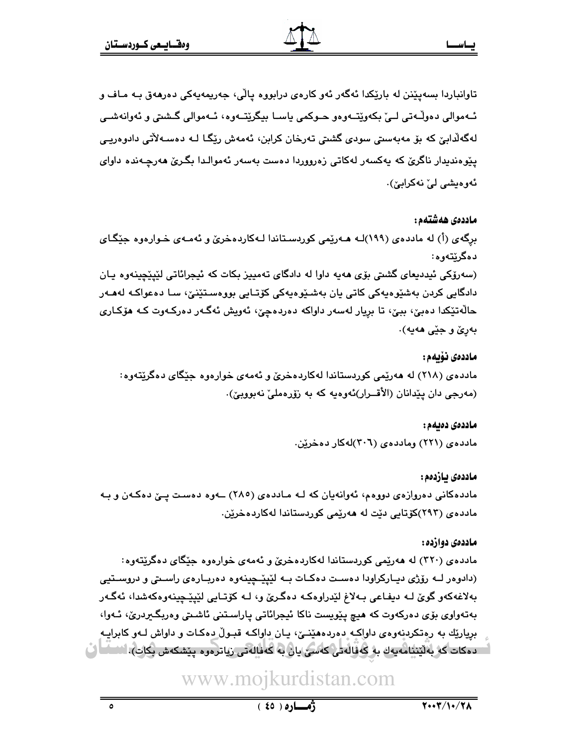تاوانباردا بسەپێنن لە بارێکدا ئەگەر ئەو کارەی درابووە پاڵی، جەریمەیەکی دەرهەق بە ماف و ئەموالی دەوڵەتی لێ بکەوێتەوەو حوکمی یاسا بیگرێتەوە، ئەموالی گشتی و ئەوانەشی لەگەڵدابێ کە بۆ مەبەستی سودی گشتی تەرخان کرابن، ئەمەش ڕێگا لە دەسەڵاتی دادوەریی پێوەندیدار ناگرێ کە یەکسەر لەکاتی زەرووردا دەست بەسەر ئەموالدا بگرێ هەرچەندە داوای ئەوەیشی لێ نەکرابێ).

**ماددەی هەشتەم:**

برگەی (أ) لە ماددەی (١٩٩)لە هەرێمی کوردستاندا لەکاردەخرێ و ئەمەی خوارەوە جێگای دەگرێتەوە:

(سەرۆکی ئیددیعای گشتی بۆی هەیە داوا لە دادگای تەمییز بکات کە ئیجرائاتی لێپێچینەوە یان دادگایی کردن بەشێوەیەکی کاتی یان بەشێوەیەکی کۆتایی بووەستێنێ، سا دەعواکە لەهەر حاڵەتێکدا دەبێ، ببێ، تا بڕیار لەسەر داواکە دەردەچێ، ئەویش ئەگەر دەرکەوت کە هۆکاری بەرێ و جێی هەیە).

**ماددەی نۆیەم:**

ماددەی (٢١٨) لە هەرێمی کوردستاندا لەکاردەخرێ و ئەمەی خوارەوە جێگای دەگرێتەوە:

(مەرجی دان پێدانان (الأقرار)ئەوەیە کە بە زۆرەملێ نەبووبێ).

**ماددەی دەیەم:**

ماددەی (٢٢١) وماددەی (٣٠٦)لەکار دەخرێن.

**ماددەی یازدەم:**

ماددەکانی دەروازەی دووەم، ئەوانەیان کە لە ماددەی (٢٨٥) ـەوە دەست پێ دەکەن و بە ماددەی (٢٩٣)کۆتایی دێت لە هەرێمی کوردستاندا لەکاردەخرێن.

**ماددەی دوازدە:**

ماددەی (٣٢٠) لە هەرێمی کوردستاندا لەکاردەخرێ و ئەمەی خوارەوە جێگای دەگرێتەوە:

(دادوەر لە ڕۆژی دیارکراودا دەست دەکات بە لێپێچینەوە دەربارەی ڕاستی و دروستیی بەلاغەکەو گوێ لە دیفاعی بەلاغ لێدراوەکە دەگرێ و، لە کۆتایی لێپێچینەوەکەشدا، ئەگەر بەتەواوی بۆی دەرکەوت کە هیچ پێویست ناکا ئیجرائاتی پاراستنی ئاشتی وەربگیردرێ، ئەوا، بڕیارێك بە ڕەتکردنەوەی داواکە دەردەهێنێ، یان داواکە قبوڵ دەکات و داواش لەو کابرایە دەکات کە بەڵێننامەیەك بە کەفالەتی کەسێ یان بە کەفالەتی زیاترەوە پێشکەش بکات).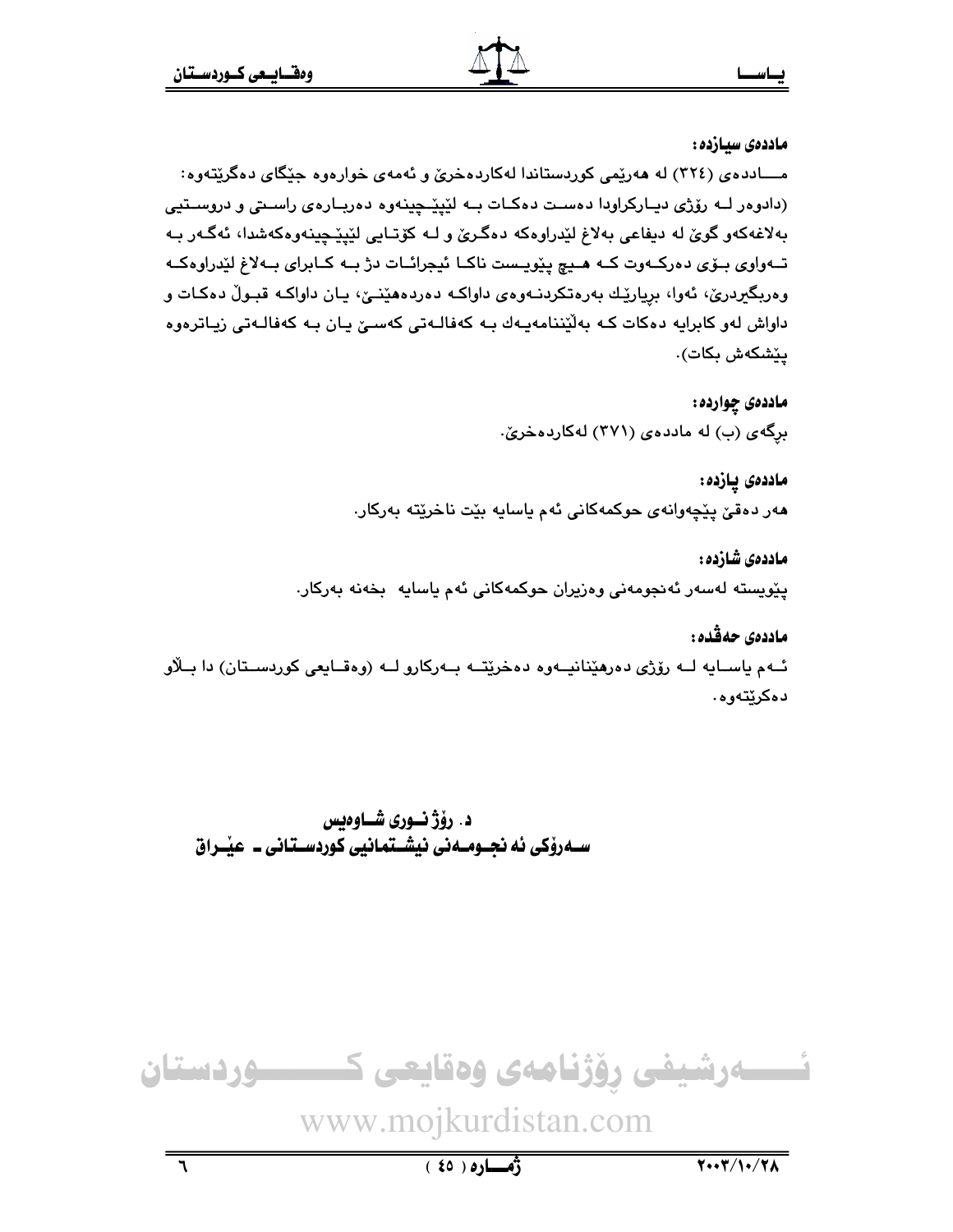**ماددەی سیازدە:**

مـــاددەی (٣٢٤) لە هەرێمی کوردستاندا لەکاردەخرێ و ئەمەی خوارەوە جێگای دەگرێتەوە: (دادوەر لــە رۆژی دیـارکراودا دەسـت دەکـات بــە لێپێـچینەوە دەربـارەی راسـتی و دروسـتیی بەلاغەکەو گوێ لە دیفاعی بەلاغ لێدراوەکە دەگرێ و لـە کۆتـایی لێپێچینەوەکەشدا، ئەگـەر بـە تــەواوی بـۆی دەرکـەوت کـە هـیچ پێویـست ناکـا ئیجرائـات دژ بـە کـابرای بـەلاغ لێدراوەکـە وەربگیردرێ، ئەوا، بریارێك بەرەتکردنـەوەی داواکـە دەردەهێنـێ، یـان داواکـە قبـوڵ دەکـات و داواش لەو کابرایە دەکات کـە بەڵێننامەیـەك بـە کەفالـەتی کەسـێ یـان بـە کەفالـەتی زیـاترەوە پێشکەش بکات).

**ماددەی چواردە:**

برگەی (ب) لە ماددەی (٣٧١) لەکاردەخرێ.

**ماددەی پازدە:**

هەر دەقێ پێچەوانەی حوکمەکانی ئەم یاسایە بێت ناخرێتە بەرکار.

**ماددەی شازدە:**

پێویستە لەسەر ئەنجومەنی وەزیران حوکمەکانی ئەم یاسایە بخەنە بەرکار.

**ماددەی حەڤدە:**

ئـەم یاسـایە لــە رۆژی دەرهێنانیــەوە دەخرێتــە بــەرکارو لــە (وەقــایعی کوردســتان) دا بــڵاو دەکرێتەوە.

**د. رۆژ نــوری شــاوەیس**
**ســەرۆکی ئەنجــومــەنی نیشــتمانیی کوردســتانی ـ عێــراق**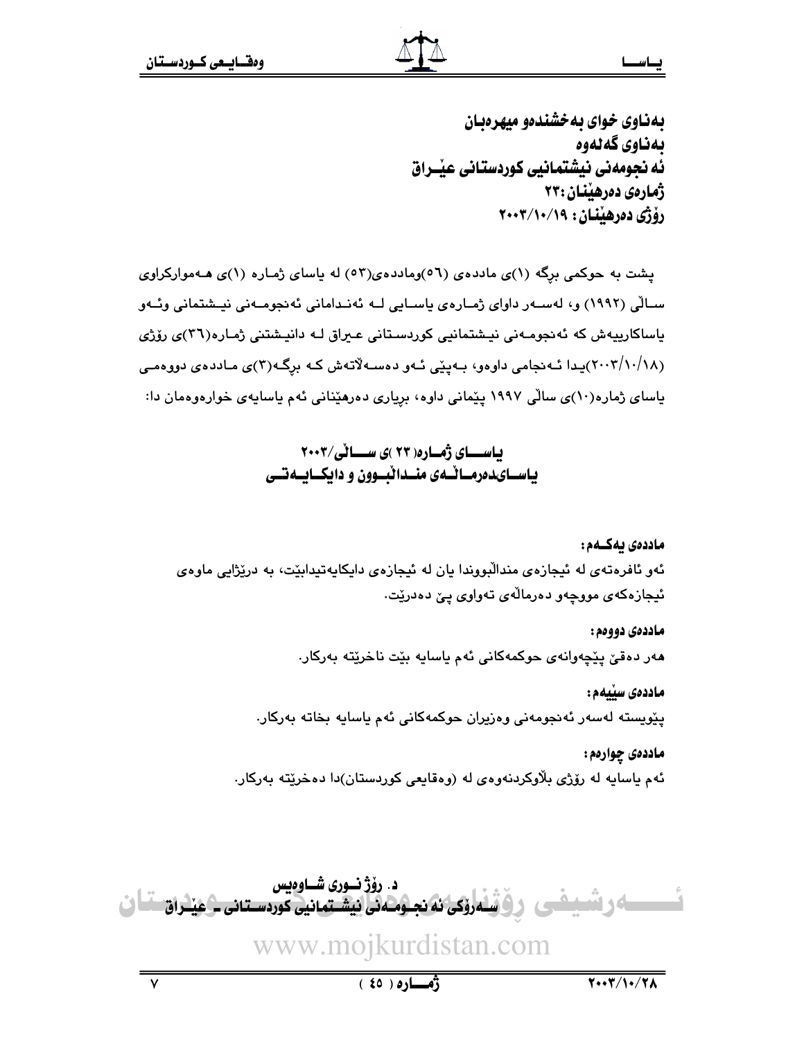**بەناوی خوای بەخشندەو میهرەبان**
**بەناوی گەلەوە**
**ئەنجومەنی نیشتمانیی کوردستانی عێراق**
**ژمارەی دەرهێنان: ٢٣**
**رۆژی دەرهێنان: ٢٠٠٣/١٠/١٩**

پشت بە حوکمی برگە (١)ی ماددەی (٥٦)وماددەی(٥٣) لە یاسای ژمارە (١)ی هەموارکراوی ساڵی (١٩٩٢) و، لەسەر داوای ژمارەی یاسایی لە ئەندامانی ئەنجومەنی نیشتمانی وئەو یاساکارییەش کە ئەنجومەنی نیشتمانیی کوردستانی عێراق لە دانیشتنی ژمارە(٣٦)ی رۆژی (٢٠٠٣/١٠/١٨)یدا ئەنجامی داوەو، بەپێی ئەو دەسەڵاتەش کە برگە(٣)ی ماددەی دووەمی یاسای ژمارە(١٠)ی ساڵی ١٩٩٧ پێمانی داوە، بریاری دەرهێنانی ئەم یاسایەی خوارەوەمان دا:

## یاسای ژمارە( ٢٣ )ی ساڵی/٢٠٠٣
## یاسای‌دەرماڵەی منداڵبوون و دایکایەتی

**ماددەی یەکەم:**
ئەو ئافرەتەی لە ئیجازەی منداڵبووندا یان لە ئیجازەی دایکایەتیدابێت، بە درێژایی ماوەی ئیجازەکەی مووچەو دەرماڵەی تەواوی پێ دەدرێت.

**ماددەی دووەم:**
هەر دەقێ پێچەوانەی حوکمەکانی ئەم یاسایە بێت ناخرێتە بەرکار.

**ماددەی سێیەم:**
پێویستە لەسەر ئەنجومەنی وەزیران حوکمەکانی ئەم یاسایە بخاتە بەرکار.

**ماددەی چوارەم:**
ئەم یاسایە لە رۆژی بڵاوکردنەوەی لە (وەقایعی کوردستان)دا دەخرێتە بەرکار.

**د. رۆژ نوری شاوەیس**
**سەرۆکی ئەنجومەنی نیشتمانیی کوردستانی ـ عێراق**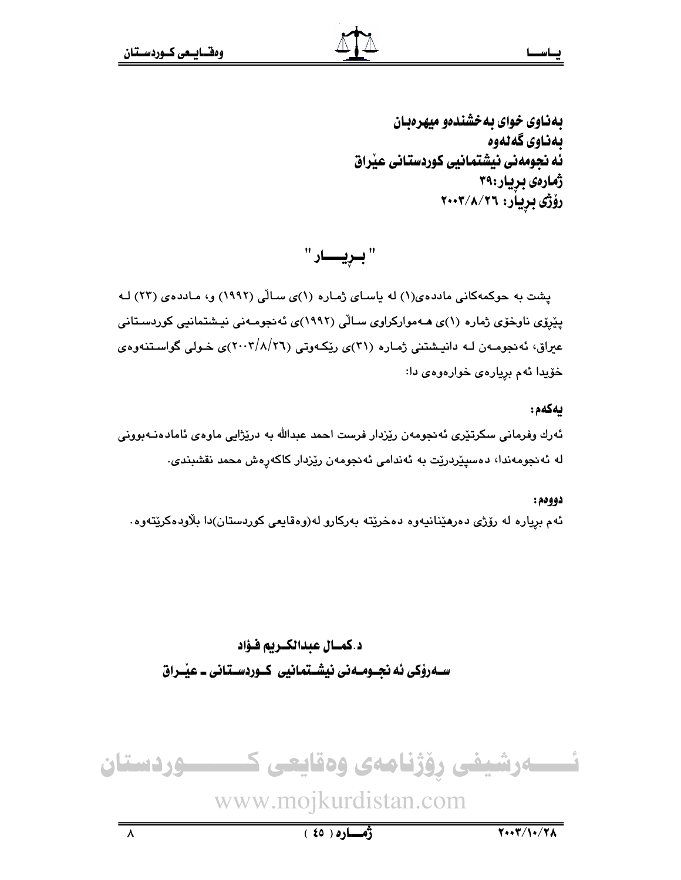بەناوی خوای بەخشندەو میهرەبان
بەناوی گەلەوە
ئەنجومەنی نیشتمانیی کوردستانی عێراق
ژمارەی بڕیار:٣٩
رۆژی بڕیار: ٢٠٠٣/٨/٢٦

# " بـڕیـــار "

پشت بە حوکمەکانی ماددەی(١) لە یاسای ژمارە (١)ی ساڵی (١٩٩٢) و، ماددەی (٢٣) لە پێڕۆی ناوخۆی ژمارە (١)ی هەموارکراوی ساڵی (١٩٩٢)ی ئەنجومەنی نیشتمانیی کوردستانی عێراق، ئەنجومەن لە دانیشتنی ژمارە (٣١)ی رێکەوتی (٢٠٠٣/٨/٢٦)ی خولی گواستنەوەی خۆیدا ئەم بڕیارەی خوارەوەی دا:

**یەکەم:**

ئەرك وفرمانی سکرتێری ئەنجومەن رێزدار فرست احمد عبدالله بە درێژایی ماوەی ئامادەنەبوونی لە ئەنجومەندا، دەسپێردرێت بە ئەندامی ئەنجومەن رێزدار کاکەڕەش محمد نقشبندی.

**دووەم:**

ئەم بڕیارە لە رۆژی دەرهێنانیەوە دەخرێتە بەرکارو لە(وەقایعی کوردستان)دا بڵاودەکرێتەوە.

**د.کمال عبدالکریم فؤاد**
**سەرۆکی ئەنجومەنی نیشتمانیی کوردستانی ـ عێراق**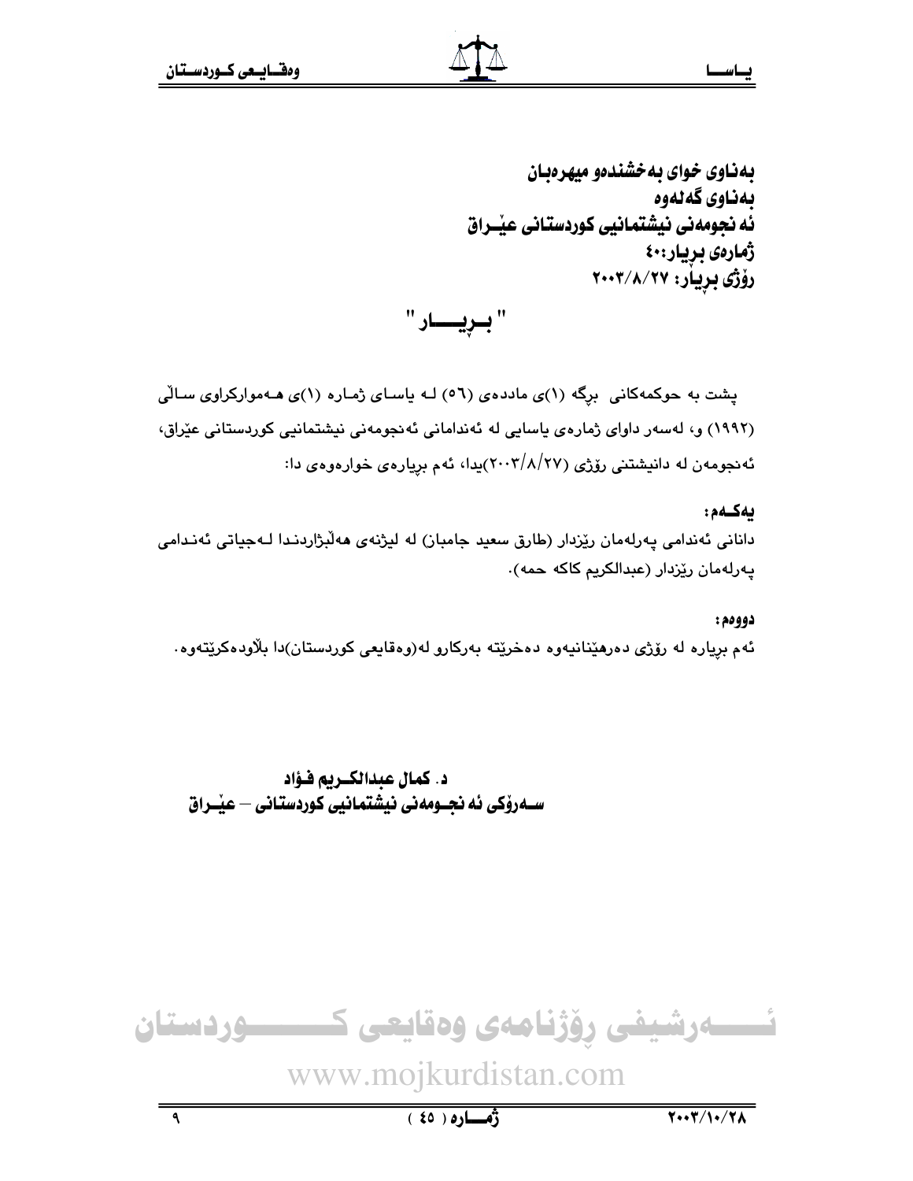**بەناوی خوای بەخشندەو میهرەبان**
**بەناوی گەلەوە**
**ئەنجومەنی نیشتمانیی کوردستانی عێـراق**
**ژمارەی بڕیار:٤٠**
**رۆژی بڕیار: ٢٠٠٣/٨/٢٧**

# " بـــڕیـــــار "

پشت بە حوکمەکانی برگە (١)ی ماددەی (٥٦) لـە یاسـای ژمـارە (١)ی هـەموارکراوی سـاڵی (١٩٩٢) و، لەسەر داوای ژمارەی یاسایی لە ئەندامانی ئەنجومەنی نیشتمانیی کوردستانی عێراق، ئەنجومەن لە دانیشتنی رۆژی (٢٠٠٣/٨/٢٧)یدا، ئەم بڕیارەی خوارەوەی دا:

**یەکـەم:**

دانانی ئەندامی پەرلەمان رێزدار (طارق سعید جامباز) لە لیژنەی هەڵبژاردنـدا لـەجیاتی ئەنـدامی پەرلەمان رێزدار (عبدالکریم کاکە حمە).

**دووەم:**

ئەم بڕیارە لە رۆژی دەرهێنانیەوە دەخرێتە بەرکارو لە(وەقایعی کوردستان)دا بڵاودەکرێتەوە.

**د. کمال عبدالکـریم فـؤاد**
**سـەرۆکی ئەنجـومەنی نیشتمانیی کوردستانی – عێـراق**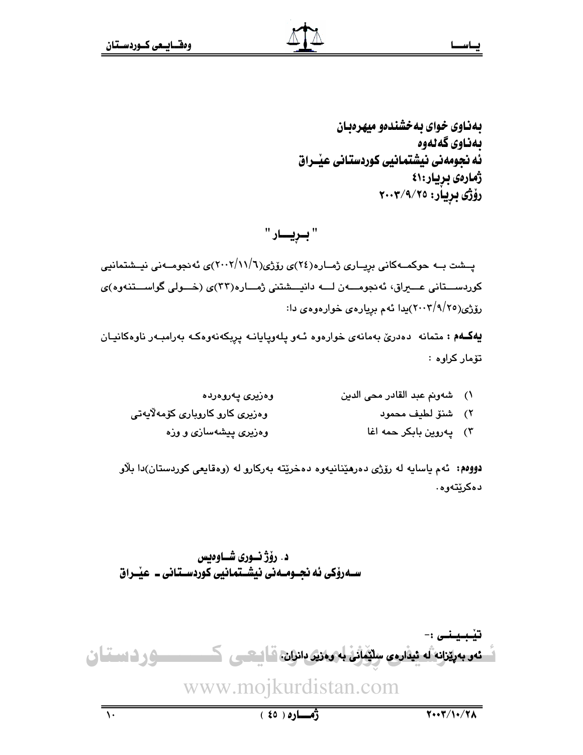**بەناوی خوای بەخشندەو میهرەبان**
**بەناوی گەلەوە**
**ئەنجومەنی نیشتمانیی کوردستانی عێراق**
**ژمارەی بڕیار:٤١**
**رۆژی بڕیار: ٢٠٠٣/٩/٢٥**

## " بـڕیـــار "

پـشت بــە حوکمــەکانی برِیـاری ژمــارە(٢٤)ی رۆژی(٢٠٠٢/١١/٦)ی ئەنجومــەنی نیـشتمانیی کوردســـتانی عـــێراق، ئەنجومـــەن لـــە دانیـــشتنی ژمـــارە(٣٣)ی (خـــولی گواســـتنەوە)ی رۆژی(٢٠٠٣/٩/٢٥)یدا ئەم بڕیارەی خوارەوەی دا:

**یەکـەم :** متمانە دەدرێ بەمانەی خوارەوە ئـەو پلەوپایانـە پڕبکەنەوەکـە بەرامبـەر ناوەکانیـان تۆمار کراوە :

١) شەونم عبد القادر محی الدین — وەزیری پەروەردە
٢) شنۆ لطیف محمود — وەزیری کارو کاروباری کۆمەلآیەتی
٣) پەروین بابکر حمه اغا — وەزیری پیشەسازی و وزە

**دووەم:** ئەم یاسایە لە رۆژی دەرهێنانیەوە دەخرێتە بەرکارو لە (وەقایعی کوردستان)دا بلآو دەکرێتەوە.

**د. رۆژ نــوری شــاوەیس**
**ســەرۆکی ئەنجــومــەنی نیشــتمانیی کوردســتانی ـ عێــراق**

**تێبـیـنــی :-**
**ئەو بەڕێزانە لە ئیدارەی سلێمانی بە وەزیر دانران.**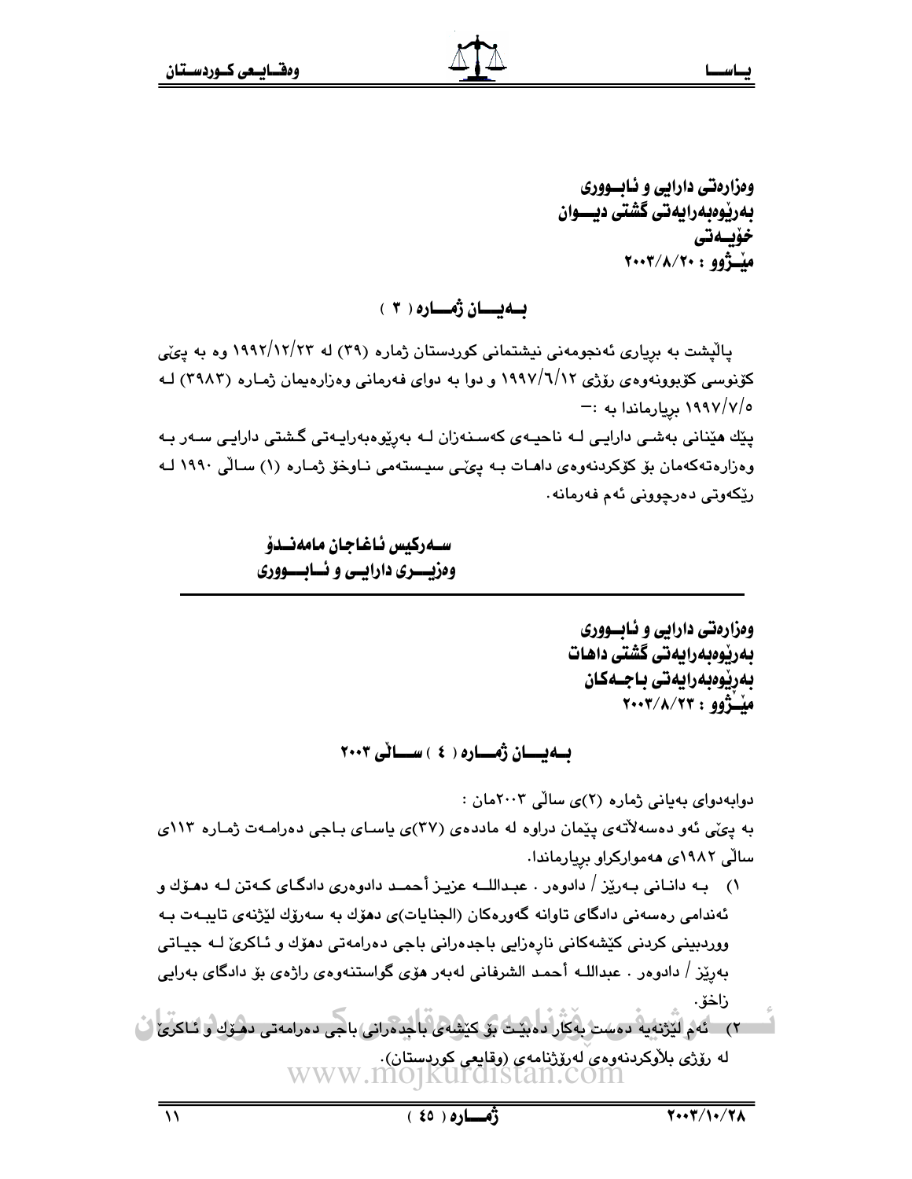**وەزارەتی دارایی و ئابووری**
**بەڕێوەبەرایەتی گشتی دیوان**
**خۆیەتی**
**مێژوو : ٢٠٠٣/٨/٢٠**

## بەیان ژمارە ( ٣ )

پاڵپشت بە بڕیاری ئەنجومەنی نیشتمانی کوردستان ژمارە (٣٩) لە ١٩٩٢/١٢/٢٣ وە بە پێی کۆنوسی کۆبوونەوەی رۆژی ١٩٩٧/٦/١٢ و دوا بە دوای فەرمانی وەزارەیمان ژمارە (٣٩٨٣) لە ١٩٩٧/٧/٥ بڕیارماندا بە :-

پێك هێنانی بەشی دارایی لە ناحیەی کەسنەزان لە بەڕێوەبەرایەتی گشتی دارایی سەر بە وەزارەتەکەمان بۆ کۆکردنەوەی داهات بە پێی سیستەمی ناوخۆ ژمارە (١) ساڵی ١٩٩٠ لە رێکەوتی دەرچوونی ئەم فەرمانە.

**سەرکیس ئاغاجان مامەندۆ**
**وەزیری دارایی و ئابووری**

---

**وەزارەتی دارایی و ئابووری**
**بەڕێوەبەرایەتی گشتی داهات**
**بەڕێوەبەرایەتی باجەکان**
**مێژوو : ٢٠٠٣/٨/٢٣**

## بەیان ژمارە ( ٤ ) ساڵی ٢٠٠٣

دوابەدوای بەیانی ژمارە (٢)ی ساڵی ٢٠٠٣مان :

بە پێی ئەو دەسەڵاتەی پێمان دراوە لە ماددەی (٣٧)ی یاسای باجی دەرامەت ژمارە ١١٣ی ساڵی ١٩٨٢ی هەموارکراو بڕیارماندا.

١) بە دانانی بەڕێز / دادوەر . عبداللە عزیز أحمد دادوەری دادگای کەتن لە دهۆك و ئەندامی رەسەنی دادگای تاوانە گەورەکان (الجنایات)ی دهۆك بە سەرۆك لێژنەی تایبەت بە ووردبینی کردنی کێشەکانی ناڕەزایی باجدەرانی باجی دەرامەتی دهۆك و ئاکرێ لە جیاتی بەڕێز / دادوەر . عبداللە أحمد الشرفانی لەبەر هۆی گواستنەوەی راژەی بۆ دادگای بەرایی زاخۆ.

٢) ئەم لێژنەیە دەست بەکار دەبێت بۆ کێشەی باجدەرانی باجی دەرامەتی دهۆك و ئاکرێ لە رۆژی بلاوکردنەوەی لەرۆژنامەی (وقایعی کوردستان).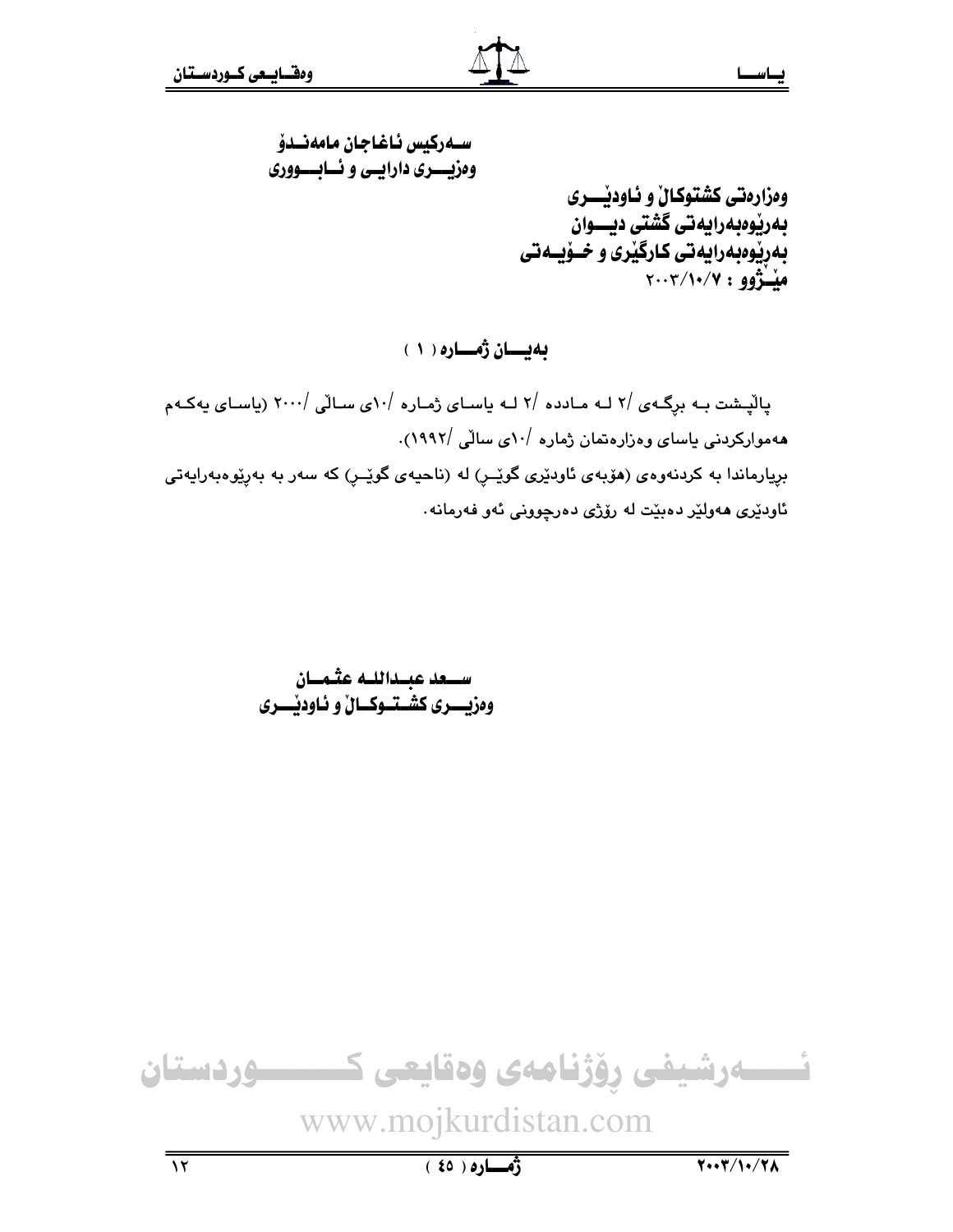سەركيس ئاغاجان مامەندۆ
وەزيری دارايی و ئابووری

وەزارەتی كشتوكاڵ و ئاودێری
بەڕێوەبەرايەتی گشتی ديوان
بەڕێوەبەرايەتی كارگێری و خۆيەتی
مێژوو : ٢٠٠٣/١٠/٧

## بەيان ژمارە ( ١ )

پاڵپشت بە برگەی /٢ لە مادده /٢ لە ياسای ژمارە /١٠ی ساڵی /٢٠٠٠ (ياسای يەكەم هەمواركردنی ياسای وەزارەتمان ژمارە /١٠ی ساڵی /١٩٩٢).
بڕيارماندا بە كردنەوەی (هۆبەی ئاودێری گوێڕ) لە (ناحيەی گوێڕ) كە سەر بە بەڕێوەبەرايەتی ئاودێری هەولێر دەبێت لە ڕۆژی دەرچوونی ئەو فەرمانە.

سعد عبدالله عثمان
وەزيری كشتوكاڵ و ئاودێری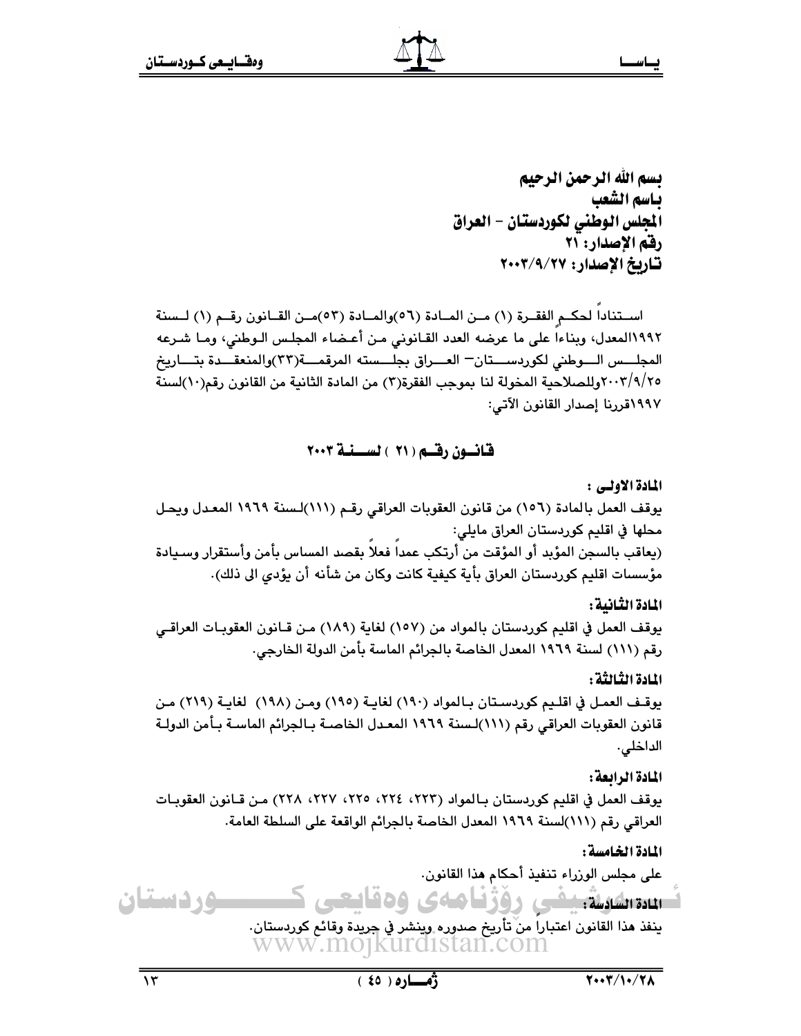**بسم الله الرحمن الرحيم**
**باسم الشعب**
**المجلس الوطني لكوردستان - العراق**
**رقم الإصدار: ٢١**
**تاريخ الإصدار: ٢٠٠٣/٩/٢٧**

استناداً لحكم الفقرة (١) من المادة (٥٦)والمادة (٥٣)من القانون رقم (١) لسنة ١٩٩٢المعدل، وبناءاً على ما عرضه العدد القانوني من أعضاء المجلس الوطني، وما شرعه المجلس الوطني لكوردستان– العراق بجلسته المرقمة(٣٣)والمنعقدة بتاريخ ٢٠٠٣/٩/٢٥وللصلاحية المخولة لنا بموجب الفقرة(٣) من المادة الثانية من القانون رقم(١٠)لسنة ١٩٩٧قررنا إصدار القانون الآتي:

## قانون رقم (٢١ ) لسنة ٢٠٠٣

**المادة الاولى :**

يوقف العمل بالمادة (١٥٦) من قانون العقوبات العراقي رقم (١١١)لسنة ١٩٦٩ المعدل ويحل محلها في اقليم كوردستان العراق مايلي:

(يعاقب بالسجن المؤبد أو المؤقت من أرتكب عمداً فعلاً بقصد المساس بأمن وأستقرار وسيادة مؤسسات اقليم كوردستان العراق بأية كيفية كانت وكان من شأنه أن يؤدي الى ذلك).

**المادة الثانية:**

يوقف العمل في اقليم كوردستان بالمواد من (١٥٧) لغاية (١٨٩) من قانون العقوبات العراقي رقم (١١١) لسنة ١٩٦٩ المعدل الخاصة بالجرائم الماسة بأمن الدولة الخارجي.

**المادة الثالثة:**

يوقف العمل في اقليم كوردستان بالمواد (١٩٠) لغاية (١٩٥) ومن (١٩٨) لغاية (٢١٩) من قانون العقوبات العراقي رقم (١١١)لسنة ١٩٦٩ المعدل الخاصة بالجرائم الماسة بأمن الدولة الداخلي.

**المادة الرابعة:**

يوقف العمل في اقليم كوردستان بالمواد (٢٢٣، ٢٢٤، ٢٢٥، ٢٢٧، ٢٢٨) من قانون العقوبات العراقي رقم (١١١)لسنة ١٩٦٩ المعدل الخاصة بالجرائم الواقعة على السلطة العامة.

**المادة الخامسة:**

على مجلس الوزراء تنفيذ أحكام هذا القانون.

**المادة السادسة:**

ينفذ هذا القانون اعتباراً من تأريخ صدوره وينشر في جريدة وقائع كوردستان.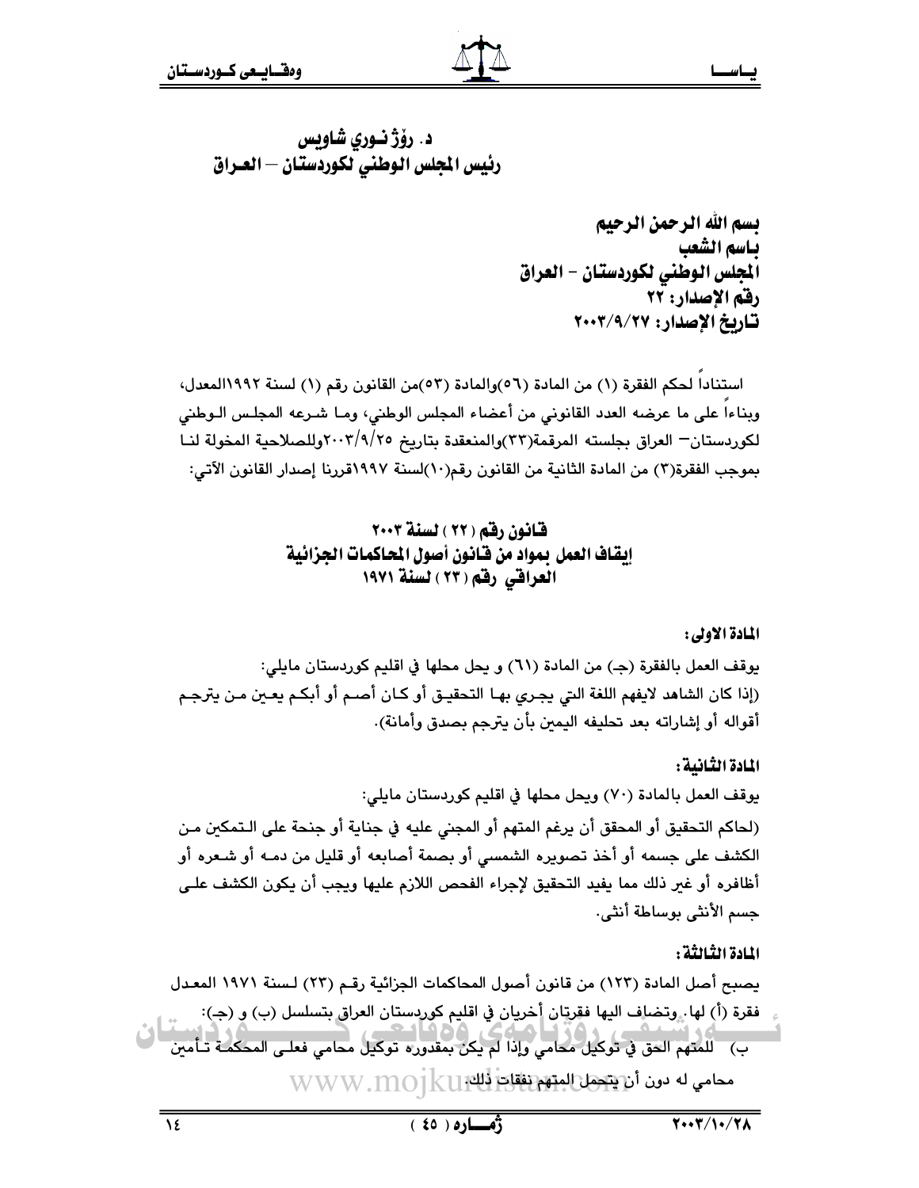**د. رۆژ نوري شاويس**
**رئيس المجلس الوطني لكوردستان – العراق**

**بسم الله الرحمن الرحيم**
**باسم الشعب**
**المجلس الوطني لكوردستان - العراق**
**رقم الإصدار: ٢٢**
**تاريخ الإصدار: ٢٠٠٣/٩/٢٧**

استناداً لحكم الفقرة (١) من المادة (٥٦)والمادة (٥٣)من القانون رقم (١) لسنة ١٩٩٢المعدل، وبناءاً على ما عرضه العدد القانوني من أعضاء المجلس الوطني، وما شرعه المجلس الوطني لكوردستان– العراق بجلسته المرقمة(٣٣)والمنعقدة بتاريخ ٢٠٠٣/٩/٢٥وللصلاحية المخولة لنا بموجب الفقرة(٣) من المادة الثانية من القانون رقم(١٠)لسنة ١٩٩٧قررنا إصدار القانون الآتي:

## قانون رقم (٢٢) لسنة ٢٠٠٣
## إيقاف العمل بمواد من قانون أصول المحاكمات الجزائية العراقي رقم (٢٣) لسنة ١٩٧١

**المادة الاولى:**

يوقف العمل بالفقرة (جـ) من المادة (٦١) و يحل محلها في اقليم كوردستان مايلي:
(إذا كان الشاهد لايفهم اللغة التي يجري بها التحقيق أو كان أصم أو أبكم يعين من يترجم أقواله أو إشاراته بعد تحليفه اليمين بأن يترجم بصدق وأمانة).

**المادة الثانية:**

يوقف العمل بالمادة (٧٠) ويحل محلها في اقليم كوردستان مايلي:
(لحاكم التحقيق أو المحقق أن يرغم المتهم أو المجني عليه في جناية أو جنحة على التمكين من الكشف على جسمه أو أخذ تصويره الشمسي أو بصمة أصابعه أو قليل من دمه أو شعره أو أظافره أو غير ذلك مما يفيد التحقيق لإجراء الفحص اللازم عليها ويجب أن يكون الكشف على جسم الأنثى بوساطة أنثى.

**المادة الثالثة:**

يصبح أصل المادة (١٢٣) من قانون أصول المحاكمات الجزائية رقم (٢٣) لسنة ١٩٧١ المعدل فقرة (أ) لها. وتضاف اليها فقرتان أخريان في اقليم كوردستان العراق بتسلسل (ب) و (جـ):

ب) للمتهم الحق في توكيل محامي وإذا لم يكن بمقدوره توكيل محامي فعلى المحكمة تأمين محامي له دون أن يتحمل المتهم نفقات ذلك.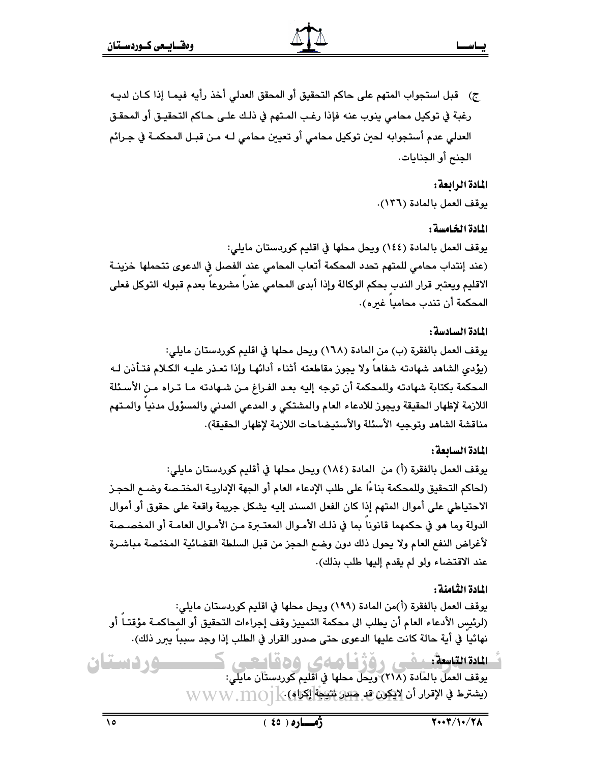ج) قبل استجواب المتهم على حاكم التحقيق أو المحقق العدلي أخذ رأيه فيما إذا كان لديه رغبة في توكيل محامي ينوب عنه فإذا رغب المتهم في ذلك على حاكم التحقيق أو المحقق العدلي عدم أستجوابه لحين توكيل محامي أو تعيين محامي له من قبل المحكمة في جرائم الجنح أو الجنايات.

**المادة الرابعة:**

يوقف العمل بالمادة (١٣٦).

**المادة الخامسة:**

يوقف العمل بالمادة (١٤٤) ويحل محلها في اقليم كوردستان مايلي:

(عند إنتداب محامي للمتهم تحدد المحكمة أتعاب المحامي عند الفصل في الدعوى تتحملها خزينة الاقليم ويعتبر قرار الندب بحكم الوكالة وإذا أبدى المحامي عذراً مشروعاً بعدم قبوله التوكل فعلى المحكمة أن تندب محامياً غيره).

**المادة السادسة:**

يوقف العمل بالفقرة (ب) من المادة (١٦٨) ويحل محلها في اقليم كوردستان مايلي:

(يؤدي الشاهد شهادته شفاهاً ولا يجوز مقاطعته أثناء أدائها وإذا تعذر عليه الكلام فتأذن له المحكمة بكتابة شهادته وللمحكمة أن توجه إليه بعد الفراغ من شهادته ما تراه من الأسئلة اللازمة لإظهار الحقيقة ويجوز للادعاء العام والمشتكي و المدعي المدني والمسؤول مدنياً والمتهم مناقشة الشاهد وتوجيه الأسئلة والأستيضاحات اللازمة لإظهار الحقيقة).

**المادة السابعة:**

يوقف العمل بالفقرة (أ) من المادة (١٨٤) ويحل محلها في أقليم كوردستان مايلي:

(لحاكم التحقيق وللمحكمة بناءًا على طلب الإدعاء العام أو الجهة الإدارية المختصة وضع الحجز الاحتياطي على أموال المتهم إذا كان الفعل المسند إليه يشكل جريمة واقعة على حقوق أو أموال الدولة وما هو في حكمهما قانوناً بما في ذلك الأموال المعتبرة من الأموال العامة أو المخصصة لأغراض النفع العام ولا يحول ذلك دون وضع الحجز من قبل السلطة القضائية المختصة مباشرة عند الاقتضاء ولو لم يقدم إليها طلب بذلك).

**المادة الثامنة:**

يوقف العمل بالفقرة (أ)من المادة (١٩٩) ويحل محلها في اقليم كوردستان مايلي:

(لرئيس الأدعاء العام أن يطلب الى محكمة التمييز وقف إجراءات التحقيق أو المحاكمة مؤقتاً أو نهائياً في أية حالة كانت عليها الدعوى حتى صدور القرار في الطلب إذا وجد سبباً يبرر ذلك).

**المادة التاسعة:**

يوقف العمل بالمادة (٢١٨) ويحل محلها في اقليم كوردستان مايلي:

(يشترط في الإقرار أن لايكون قد صدر نتيجة إكراه).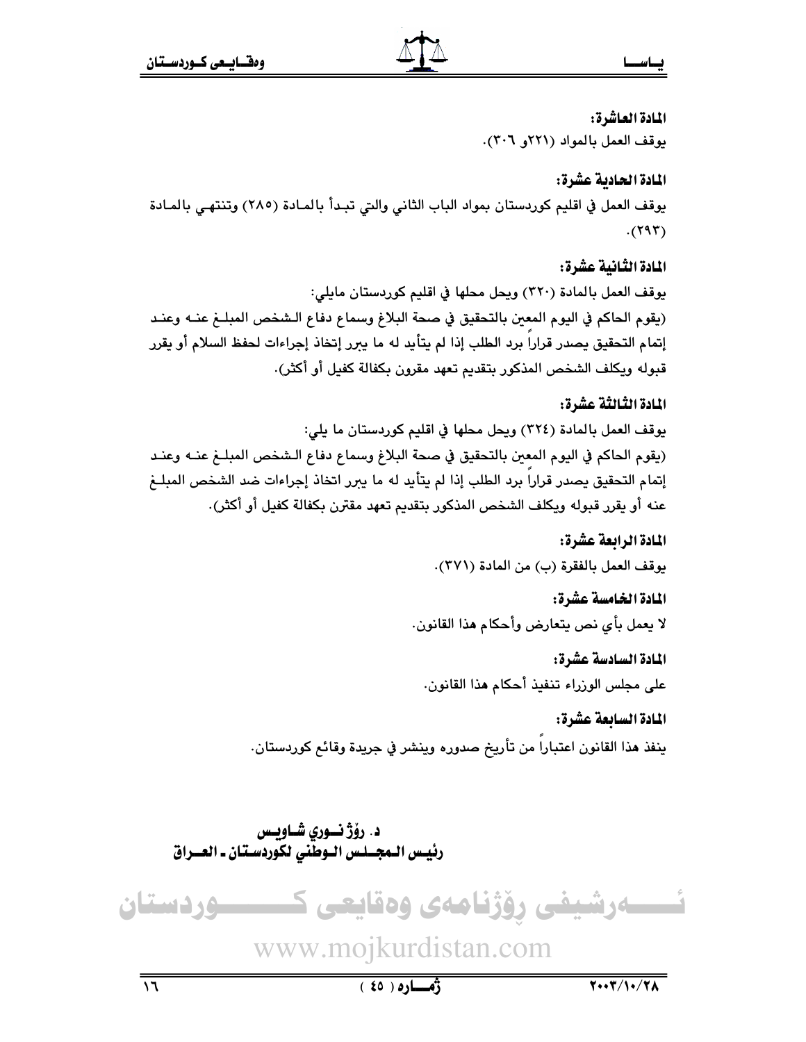**المادة العاشرة:**

يوقف العمل بالمواد (٢٢١و ٣٠٦).

**المادة الحادية عشرة:**

يوقف العمل في اقليم كوردستان بمواد الباب الثاني والتي تبدأ بالمادة (٢٨٥) وتنتهي بالمادة (٢٩٣).

**المادة الثانية عشرة:**

يوقف العمل بالمادة (٣٢٠) ويحل محلها في اقليم كوردستان مايلي:

(يقوم الحاكم في اليوم المعين بالتحقيق في صحة البلاغ وسماع دفاع الشخص المبلغ عنه وعند إتمام التحقيق يصدر قراراً برد الطلب إذا لم يتأيد له ما يبرر إتخاذ إجراءات لحفظ السلام أو يقرر قبوله ويكلف الشخص المذكور بتقديم تعهد مقرون بكفالة كفيل أو أكثر).

**المادة الثالثة عشرة:**

يوقف العمل بالمادة (٣٢٤) ويحل محلها في اقليم كوردستان ما يلي:

(يقوم الحاكم في اليوم المعين بالتحقيق في صحة البلاغ وسماع دفاع الشخص المبلغ عنه وعند إتمام التحقيق يصدر قراراً برد الطلب إذا لم يتأيد له ما يبرر اتخاذ إجراءات ضد الشخص المبلغ عنه أو يقرر قبوله ويكلف الشخص المذكور بتقديم تعهد مقترن بكفالة كفيل أو أكثر).

**المادة الرابعة عشرة:**

يوقف العمل بالفقرة (ب) من المادة (٣٧١).

**المادة الخامسة عشرة:**

لا يعمل بأي نص يتعارض وأحكام هذا القانون.

**المادة السادسة عشرة:**

على مجلس الوزراء تنفيذ أحكام هذا القانون.

**المادة السابعة عشرة:**

ينفذ هذا القانون اعتباراً من تأريخ صدوره وينشر في جريدة وقائع كوردستان.

**د. رۆژ نوري شاويس**
**رئيس المجلس الوطني لكوردستان ـ العراق**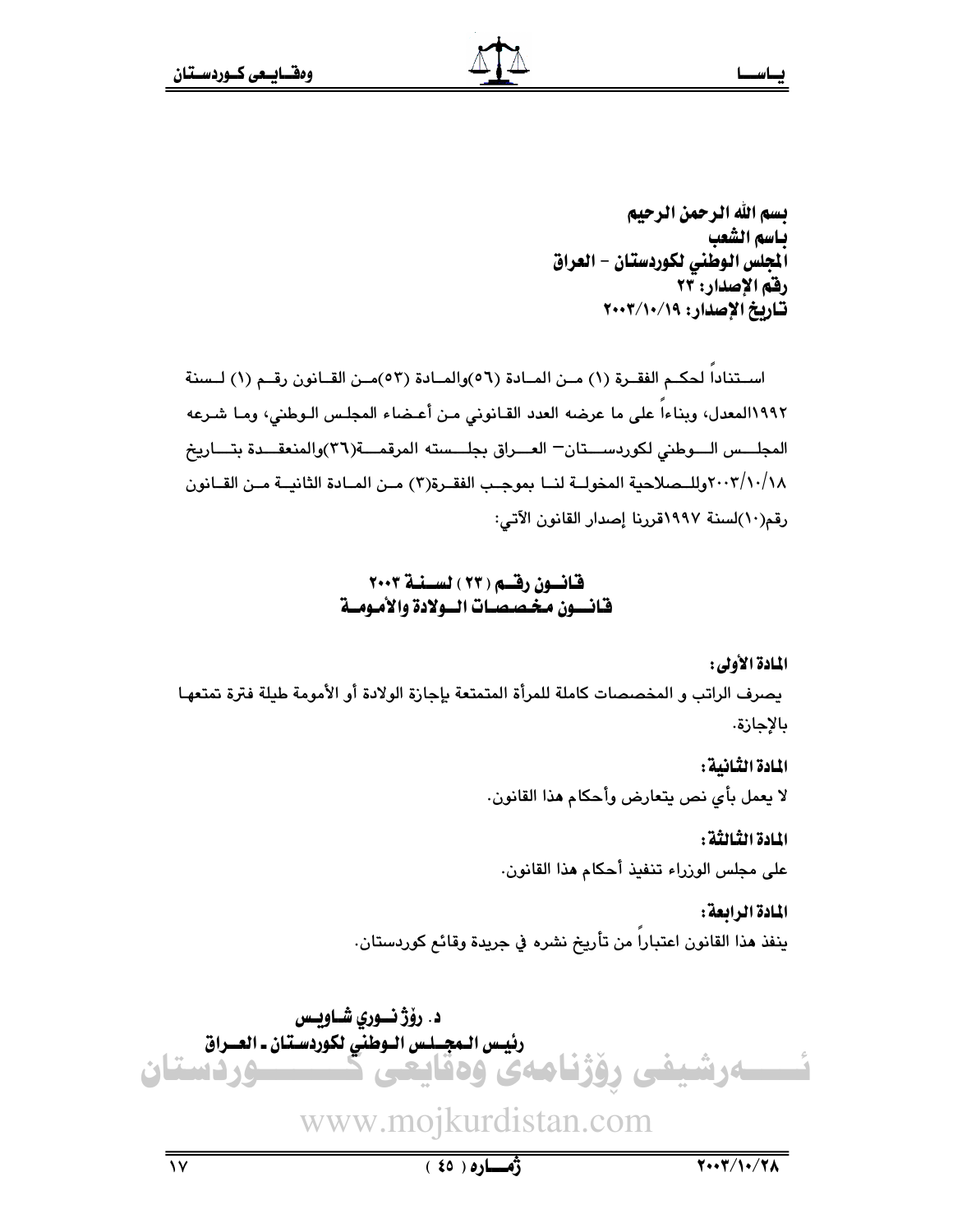**بسم الله الرحمن الرحيم**
**باسم الشعب**
**المجلس الوطني لكوردستان - العراق**
**رقم الإصدار: ٢٣**
**تاريخ الإصدار: ٢٠٠٣/١٠/١٩**

استناداً لحكم الفقرة (١) من المادة (٥٦) والمادة (٥٣) من القانون رقم (١) لسنة ١٩٩٢ المعدل، وبناءاً على ما عرضه العدد القانوني من أعضاء المجلس الوطني، وما شرعه المجلس الوطني لكوردستان- العراق بجلسته المرقمة (٣٦) والمنعقدة بتاريخ ٢٠٠٣/١٠/١٨ وللصلاحية المخولة لنا بموجب الفقرة (٣) من المادة الثانية من القانون رقم (١٠) لسنة ١٩٩٧ قررنا إصدار القانون الآتي:

## قانون رقم (٢٣) لسنة ٢٠٠٣
## قانون مخصصات الولادة والأمومة

**المادة الأولى:**

يصرف الراتب و المخصصات كاملة للمرأة المتمتعة بإجازة الولادة أو الأمومة طيلة فترة تمتعها بالإجازة.

**المادة الثانية:**

لا يعمل بأي نص يتعارض وأحكام هذا القانون.

**المادة الثالثة:**

على مجلس الوزراء تنفيذ أحكام هذا القانون.

**المادة الرابعة:**

ينفذ هذا القانون اعتباراً من تأريخ نشره في جريدة وقائع كوردستان.

**د. رۆژ نوري شاويس**
**رئيس المجلس الوطني لكوردستان ـ العراق**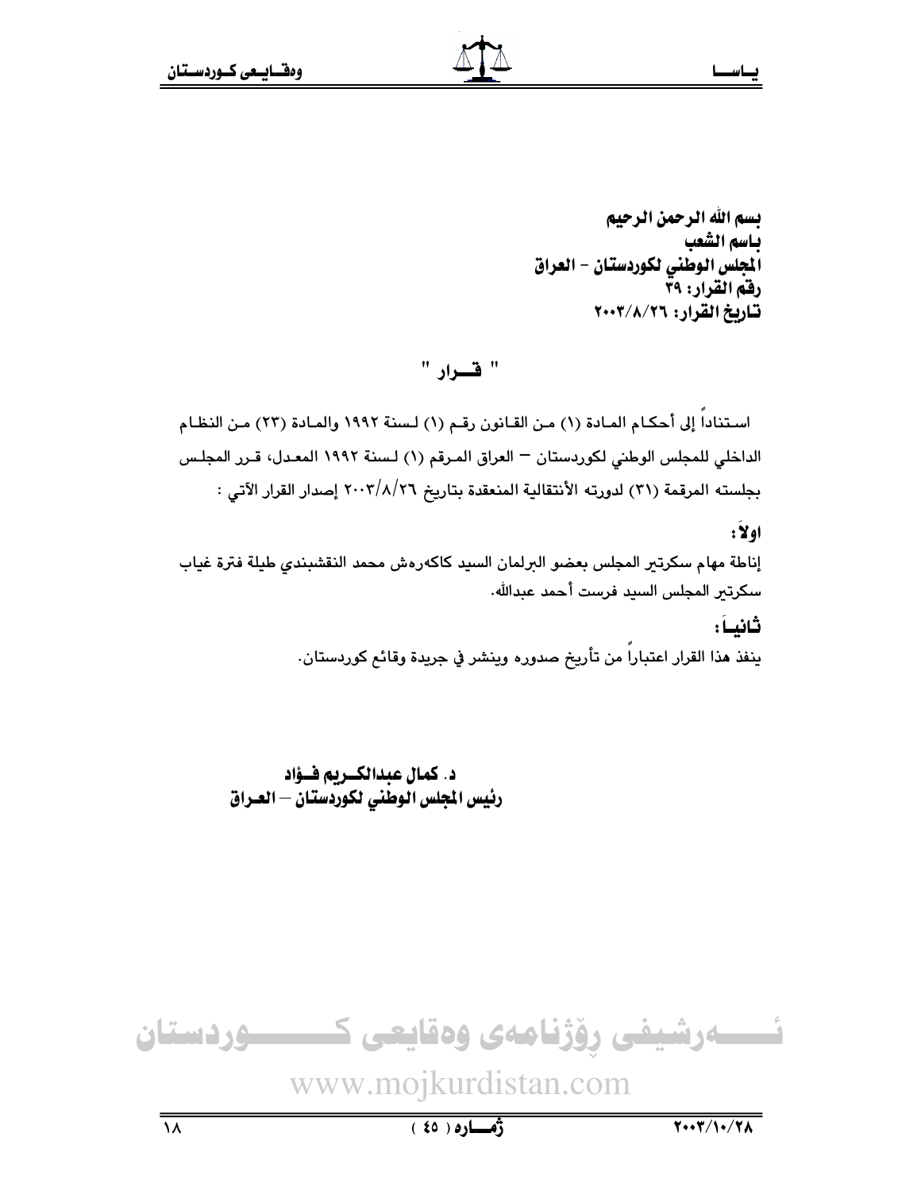**بسم الله الرحمن الرحيم**
**باسم الشعب**
**المجلس الوطني لكوردستان - العراق**
**رقم القرار: ٣٩**
**تاريخ القرار: ٢٠٠٣/٨/٢٦**

## " قـــرار "

استناداً إلى أحكام المادة (١) من القانون رقم (١) لسنة ١٩٩٢ والمادة (٢٣) من النظام الداخلي للمجلس الوطني لكوردستان – العراق المرقم (١) لسنة ١٩٩٢ المعدل، قرر المجلس بجلسته المرقمة (٣١) لدورته الأنتقالية المنعقدة بتاريخ ٢٠٠٣/٨/٢٦ إصدار القرار الآتي :

**اولاً :**

إناطة مهام سكرتير المجلس بعضو البرلمان السيد كاكەرەش محمد النقشبندي طيلة فترة غياب سكرتير المجلس السيد فرست أحمد عبدالله.

**ثانياً :**

ينفذ هذا القرار اعتباراً من تأريخ صدوره وينشر في جريدة وقائع كوردستان.

**د. كمال عبدالكريم فؤاد**
**رئيس المجلس الوطني لكوردستان – العراق**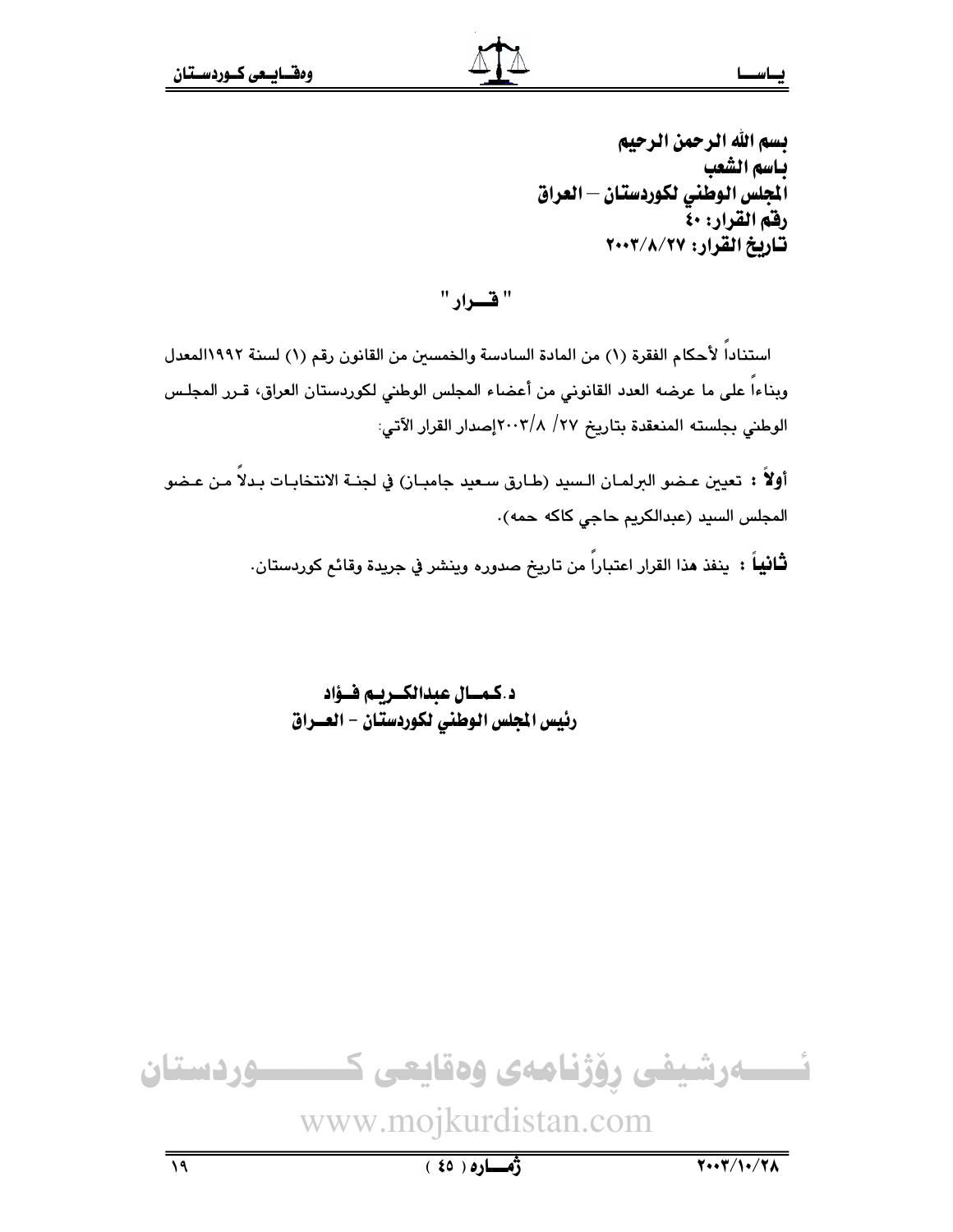بسم الله الرحمن الرحيم
باسم الشعب
المجلس الوطني لكوردستان – العراق
رقم القرار: ٤٠
تاريخ القرار: ٢٠٠٣/٨/٢٧

## " قــرار "

استناداً لأحكام الفقرة (١) من المادة السادسة والخمسين من القانون رقم (١) لسنة ١٩٩٢المعدل وبناءاً على ما عرضه العدد القانوني من أعضاء المجلس الوطني لكوردستان العراق، قـرر المجلـس الوطني بجلسته المنعقدة بتاريخ ٢٧/ ٢٠٠٣/٨إصدار القرار الآتي:

**أولاً :** تعيين عـضو البرلمـان الـسيد (طـارق سـعيد جامبـان) في لجنـة الانتخابـات بـدلاً مـن عـضو المجلس السيد (عبدالكريم حاجي كاكه حمه).

**ثانياً :** ينفذ هذا القرار اعتباراً من تاريخ صدوره وينشر في جريدة وقائع كوردستان.

**د.كمـال عبدالكـريم فـؤاد**
**رئيس المجلس الوطني لكوردستان - العـراق**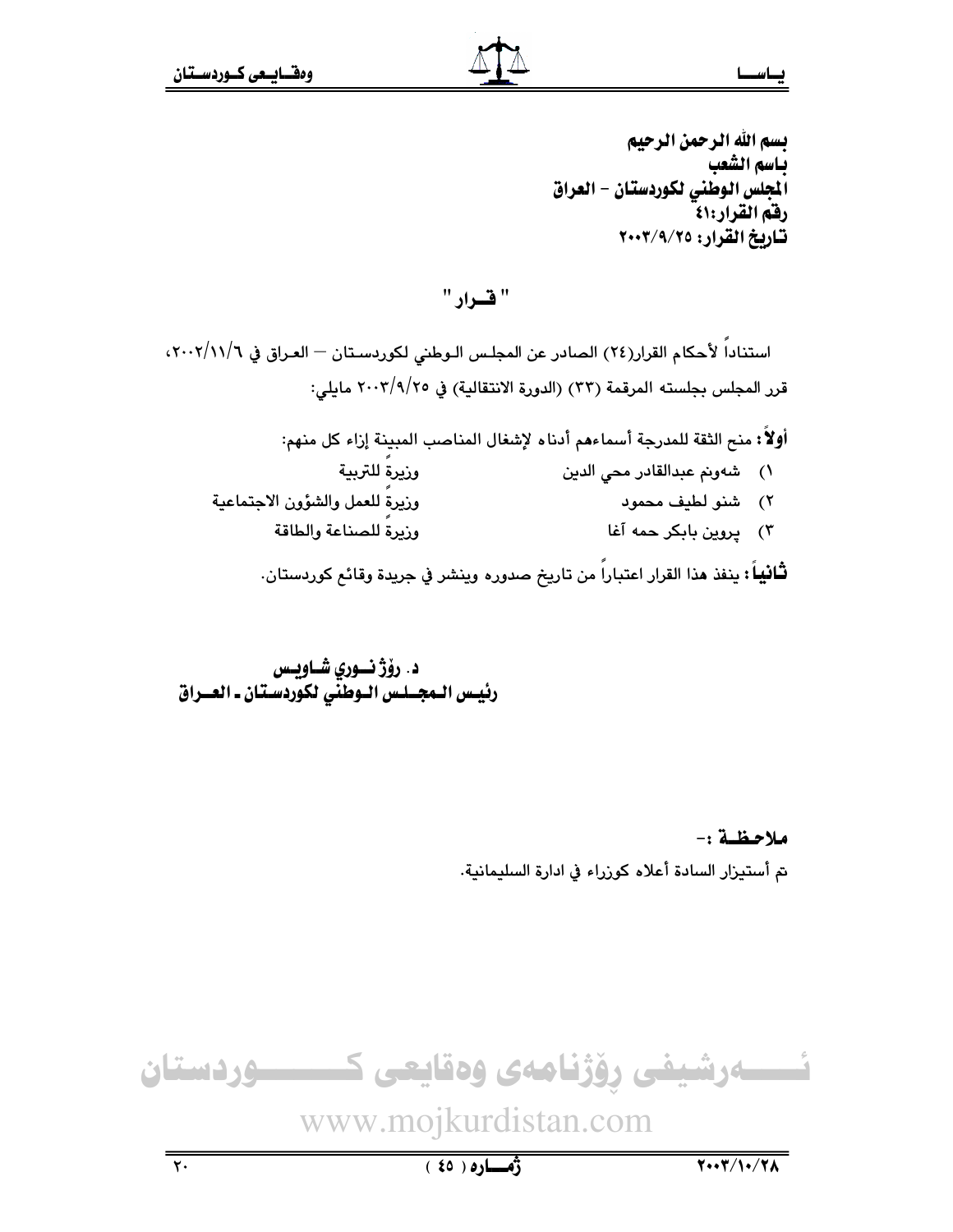بسم الله الرحمن الرحيم
باسم الشعب
المجلس الوطني لكوردستان - العراق
رقم القرار:٤١
تاريخ القرار: ٢٠٠٣/٩/٢٥

## " قــرار "

استناداً لأحكام القرار(٢٤) الصادر عن المجلس الوطني لكوردستان — العراق في ٢٠٠٢/١١/٦، قرر المجلس بجلسته المرقمة (٣٣) (الدورة الانتقالية) في ٢٠٠٣/٩/٢٥ مايلي:

**أولاً:** منح الثقة للمدرجة أسماءهم أدناه لإشغال المناصب المبينة إزاء كل منهم:

١) شەونم عبدالقادر محي الدين — وزيرةً للتربية
٢) شنو لطيف محمود — وزيرةً للعمل والشؤون الاجتماعية
٣) پروين بابكر حمه آغا — وزيرةً للصناعة والطاقة

**ثانياً:** ينفذ هذا القرار اعتباراً من تاريخ صدوره وينشر في جريدة وقائع كوردستان.

**د. رۆژ نــوري شـاويـس**
**رئيـس الـمجــلـس الـوطني لكوردسـتان ـ العـراق**

**ملاحظـة :-**

تم أستيزار السادة أعلاه كوزراء في ادارة السليمانية.